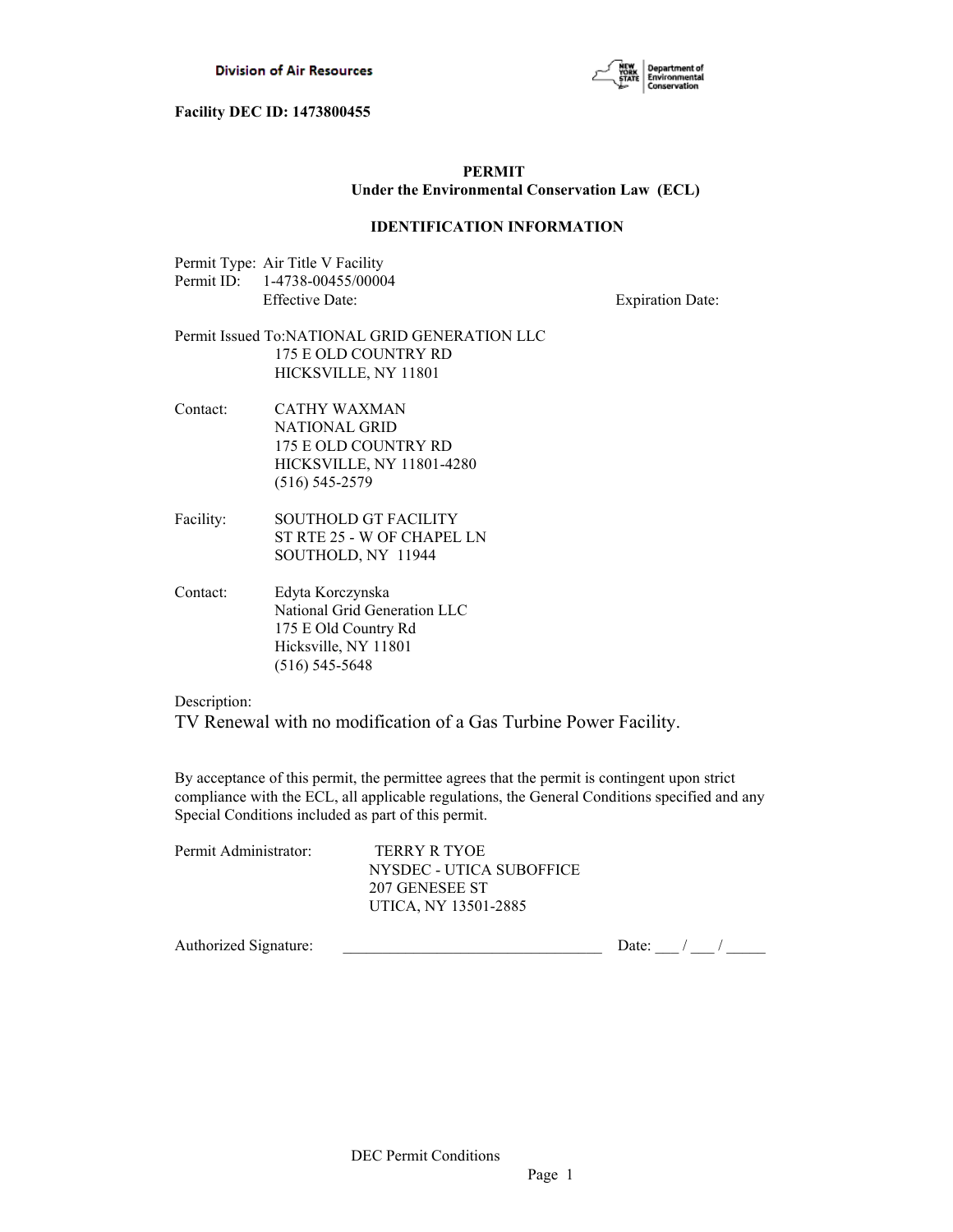Division of Air Resources

New York State Department of Environmental Conservation

**Facility DEC ID: 1473800455**

**PERMIT**
**Under the Environmental Conservation Law (ECL)**

**IDENTIFICATION INFORMATION**

Permit Type: Air Title V Facility
Permit ID: 1-4738-00455/00004
Effective Date: Expiration Date:

Permit Issued To: NATIONAL GRID GENERATION LLC
175 E OLD COUNTRY RD
HICKSVILLE, NY 11801

Contact: CATHY WAXMAN
NATIONAL GRID
175 E OLD COUNTRY RD
HICKSVILLE, NY 11801-4280
(516) 545-2579

Facility: SOUTHOLD GT FACILITY
ST RTE 25 - W OF CHAPEL LN
SOUTHOLD, NY 11944

Contact: Edyta Korczynska
National Grid Generation LLC
175 E Old Country Rd
Hicksville, NY 11801
(516) 545-5648

Description:
TV Renewal with no modification of a Gas Turbine Power Facility.

By acceptance of this permit, the permittee agrees that the permit is contingent upon strict compliance with the ECL, all applicable regulations, the General Conditions specified and any Special Conditions included as part of this permit.

Permit Administrator: TERRY R TYOE
NYSDEC - UTICA SUBOFFICE
207 GENESEE ST
UTICA, NY 13501-2885

Authorized Signature: ________________________________ Date: ___ / ___ / _____

DEC Permit Conditions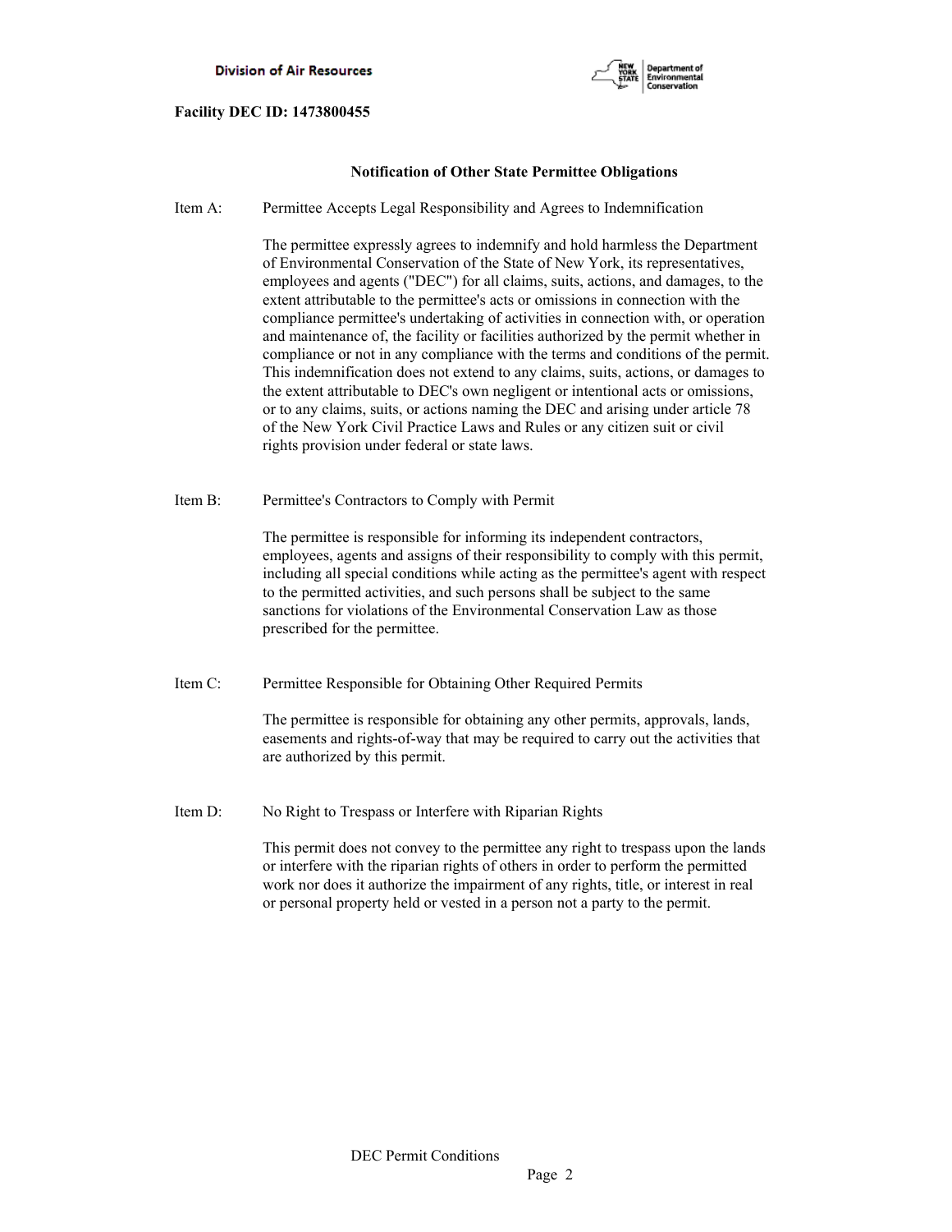**Facility DEC ID: 1473800455**

## Notification of Other State Permittee Obligations

Item A: Permittee Accepts Legal Responsibility and Agrees to Indemnification

The permittee expressly agrees to indemnify and hold harmless the Department of Environmental Conservation of the State of New York, its representatives, employees and agents ("DEC") for all claims, suits, actions, and damages, to the extent attributable to the permittee's acts or omissions in connection with the compliance permittee's undertaking of activities in connection with, or operation and maintenance of, the facility or facilities authorized by the permit whether in compliance or not in any compliance with the terms and conditions of the permit. This indemnification does not extend to any claims, suits, actions, or damages to the extent attributable to DEC's own negligent or intentional acts or omissions, or to any claims, suits, or actions naming the DEC and arising under article 78 of the New York Civil Practice Laws and Rules or any citizen suit or civil rights provision under federal or state laws.

Item B: Permittee's Contractors to Comply with Permit

The permittee is responsible for informing its independent contractors, employees, agents and assigns of their responsibility to comply with this permit, including all special conditions while acting as the permittee's agent with respect to the permitted activities, and such persons shall be subject to the same sanctions for violations of the Environmental Conservation Law as those prescribed for the permittee.

Item C: Permittee Responsible for Obtaining Other Required Permits

The permittee is responsible for obtaining any other permits, approvals, lands, easements and rights-of-way that may be required to carry out the activities that are authorized by this permit.

Item D: No Right to Trespass or Interfere with Riparian Rights

This permit does not convey to the permittee any right to trespass upon the lands or interfere with the riparian rights of others in order to perform the permitted work nor does it authorize the impairment of any rights, title, or interest in real or personal property held or vested in a person not a party to the permit.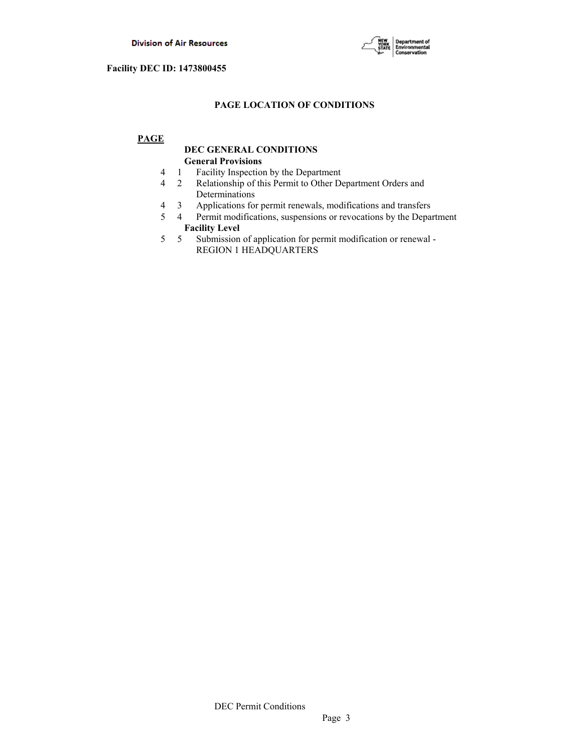**Facility DEC ID: 1473800455**

## PAGE LOCATION OF CONDITIONS

| PAGE | | |
|---|---|---|
| | | **DEC GENERAL CONDITIONS** |
| | | **General Provisions** |
| 4 | 1 | Facility Inspection by the Department |
| 4 | 2 | Relationship of this Permit to Other Department Orders and Determinations |
| 4 | 3 | Applications for permit renewals, modifications and transfers |
| 5 | 4 | Permit modifications, suspensions or revocations by the Department |
| | | **Facility Level** |
| 5 | 5 | Submission of application for permit modification or renewal - REGION 1 HEADQUARTERS |

DEC Permit Conditions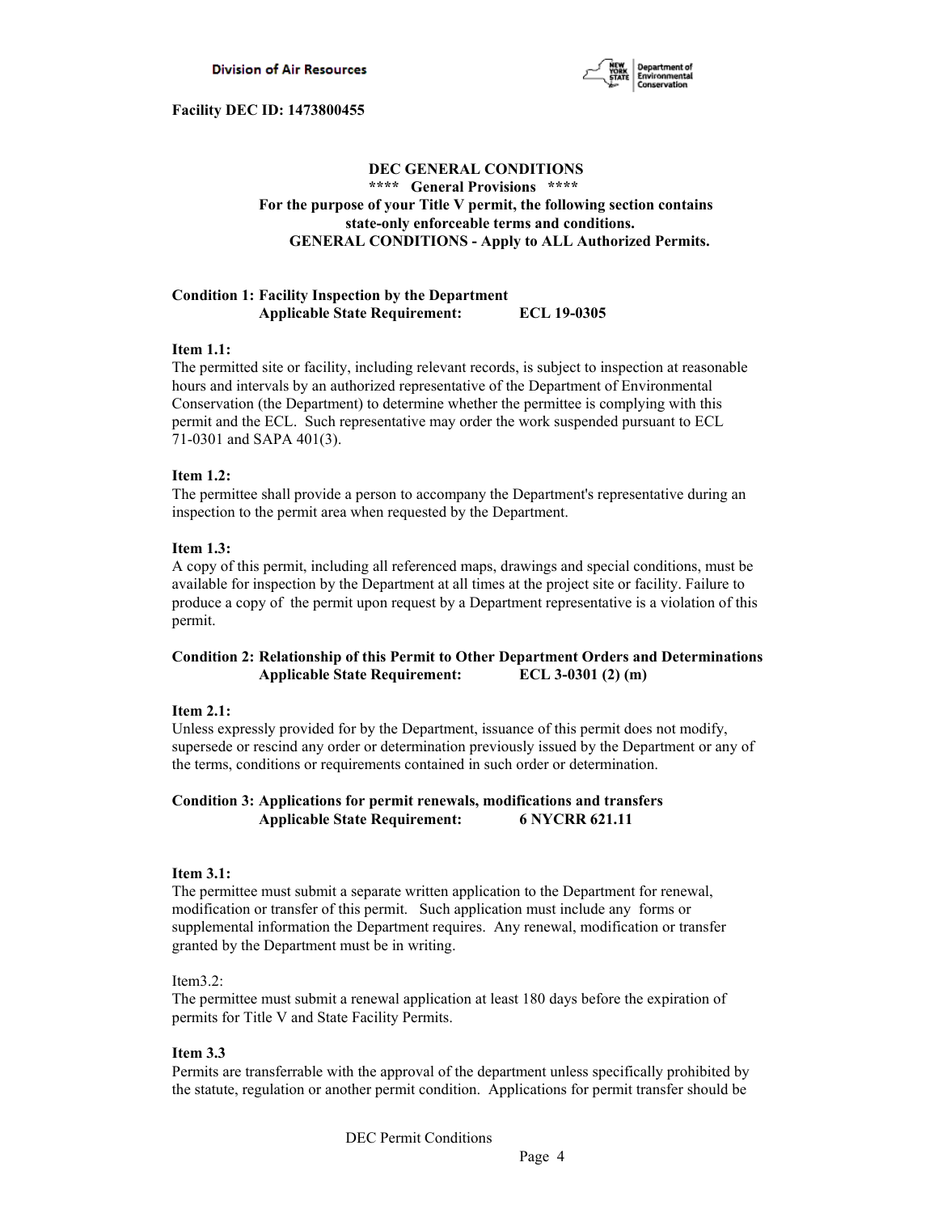**Facility DEC ID: 1473800455**

## DEC GENERAL CONDITIONS

**\*\*\*\* General Provisions \*\*\*\***

**For the purpose of your Title V permit, the following section contains state-only enforceable terms and conditions.**

**GENERAL CONDITIONS - Apply to ALL Authorized Permits.**

### Condition 1: Facility Inspection by the Department
**Applicable State Requirement: ECL 19-0305**

**Item 1.1:**
The permitted site or facility, including relevant records, is subject to inspection at reasonable hours and intervals by an authorized representative of the Department of Environmental Conservation (the Department) to determine whether the permittee is complying with this permit and the ECL. Such representative may order the work suspended pursuant to ECL 71-0301 and SAPA 401(3).

**Item 1.2:**
The permittee shall provide a person to accompany the Department's representative during an inspection to the permit area when requested by the Department.

**Item 1.3:**
A copy of this permit, including all referenced maps, drawings and special conditions, must be available for inspection by the Department at all times at the project site or facility. Failure to produce a copy of the permit upon request by a Department representative is a violation of this permit.

### Condition 2: Relationship of this Permit to Other Department Orders and Determinations
**Applicable State Requirement: ECL 3-0301 (2) (m)**

**Item 2.1:**
Unless expressly provided for by the Department, issuance of this permit does not modify, supersede or rescind any order or determination previously issued by the Department or any of the terms, conditions or requirements contained in such order or determination.

### Condition 3: Applications for permit renewals, modifications and transfers
**Applicable State Requirement: 6 NYCRR 621.11**

**Item 3.1:**
The permittee must submit a separate written application to the Department for renewal, modification or transfer of this permit. Such application must include any forms or supplemental information the Department requires. Any renewal, modification or transfer granted by the Department must be in writing.

Item3.2:
The permittee must submit a renewal application at least 180 days before the expiration of permits for Title V and State Facility Permits.

**Item 3.3**
Permits are transferrable with the approval of the department unless specifically prohibited by the statute, regulation or another permit condition. Applications for permit transfer should be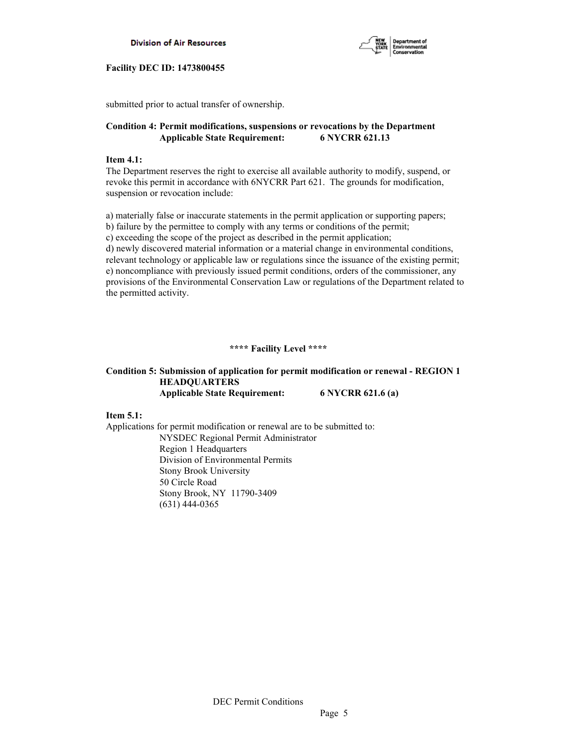submitted prior to actual transfer of ownership.

**Condition 4: Permit modifications, suspensions or revocations by the Department**
**Applicable State Requirement: 6 NYCRR 621.13**

**Item 4.1:**
The Department reserves the right to exercise all available authority to modify, suspend, or revoke this permit in accordance with 6NYCRR Part 621. The grounds for modification, suspension or revocation include:

a) materially false or inaccurate statements in the permit application or supporting papers;
b) failure by the permittee to comply with any terms or conditions of the permit;
c) exceeding the scope of the project as described in the permit application;
d) newly discovered material information or a material change in environmental conditions, relevant technology or applicable law or regulations since the issuance of the existing permit;
e) noncompliance with previously issued permit conditions, orders of the commissioner, any provisions of the Environmental Conservation Law or regulations of the Department related to the permitted activity.

**\*\*\*\* Facility Level \*\*\*\***

**Condition 5: Submission of application for permit modification or renewal - REGION 1 HEADQUARTERS**
**Applicable State Requirement: 6 NYCRR 621.6 (a)**

**Item 5.1:**
Applications for permit modification or renewal are to be submitted to:

NYSDEC Regional Permit Administrator
Region 1 Headquarters
Division of Environmental Permits
Stony Brook University
50 Circle Road
Stony Brook, NY 11790-3409
(631) 444-0365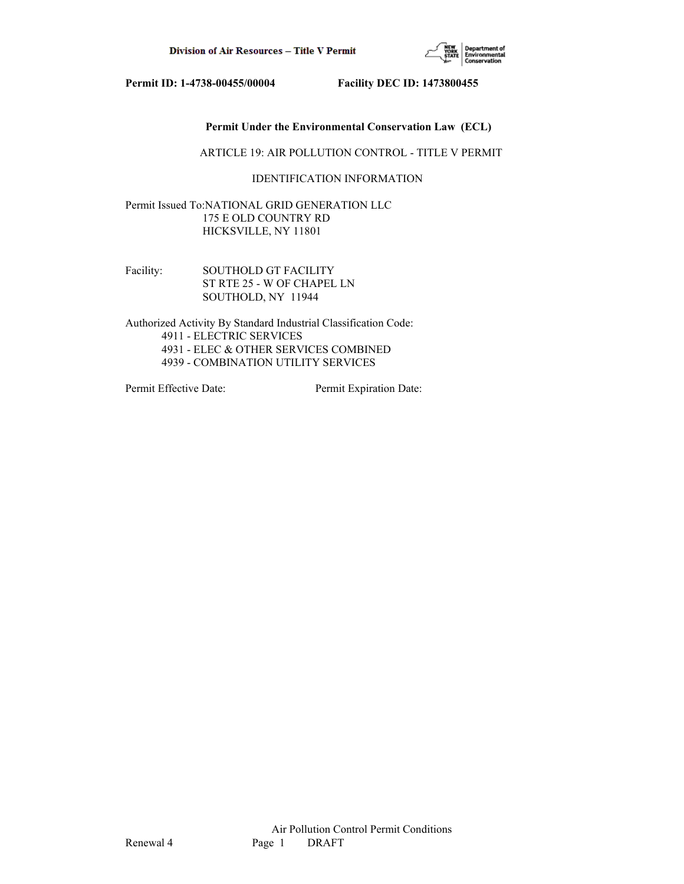**Permit ID: 1-4738-00455/00004 Facility DEC ID: 1473800455**

**Permit Under the Environmental Conservation Law (ECL)**

ARTICLE 19: AIR POLLUTION CONTROL - TITLE V PERMIT

IDENTIFICATION INFORMATION

Permit Issued To: NATIONAL GRID GENERATION LLC
175 E OLD COUNTRY RD
HICKSVILLE, NY 11801

Facility: SOUTHOLD GT FACILITY
ST RTE 25 - W OF CHAPEL LN
SOUTHOLD, NY 11944

Authorized Activity By Standard Industrial Classification Code:
- 4911 - ELECTRIC SERVICES
- 4931 - ELEC & OTHER SERVICES COMBINED
- 4939 - COMBINATION UTILITY SERVICES

Permit Effective Date: Permit Expiration Date: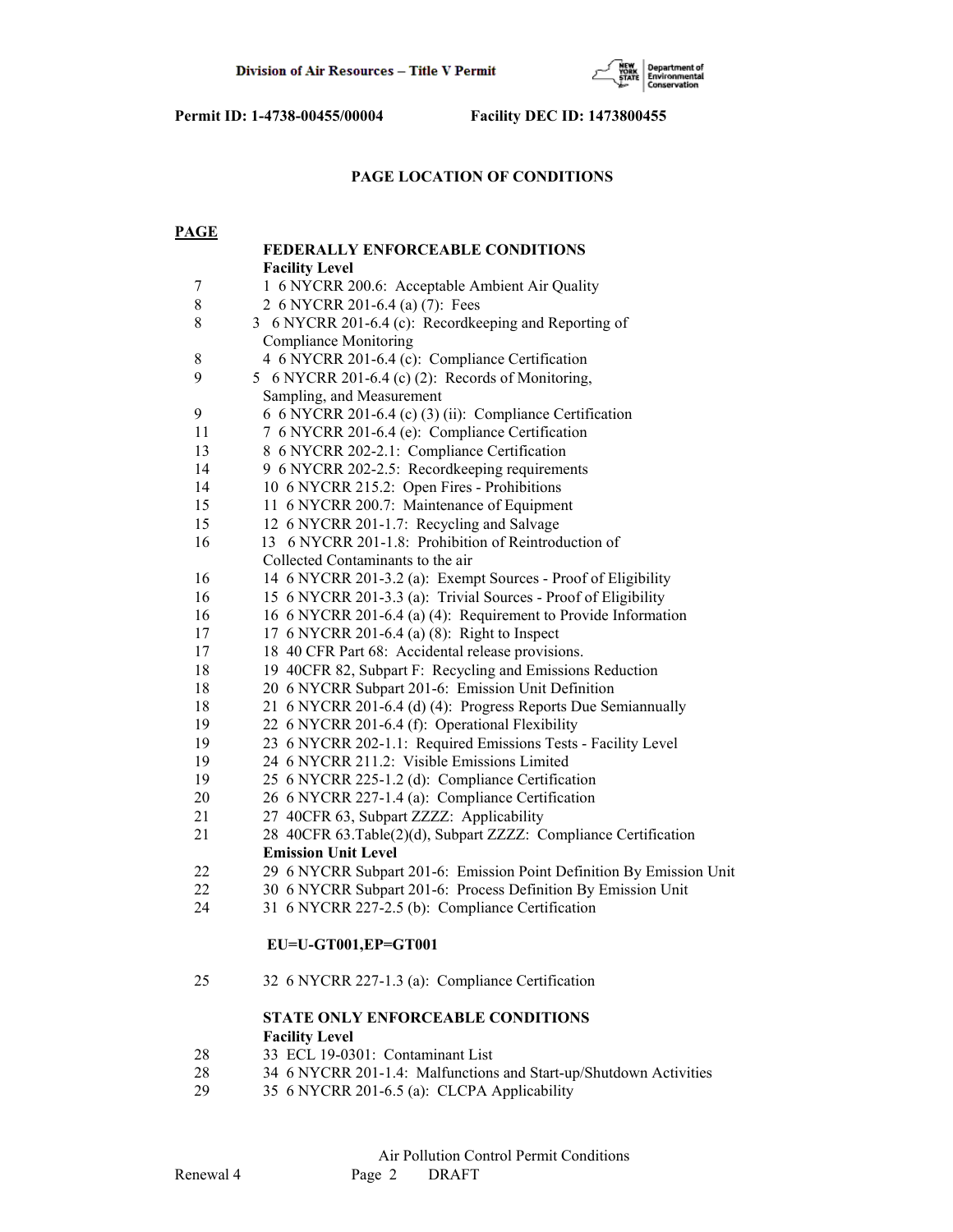**Permit ID: 1-4738-00455/00004** **Facility DEC ID: 1473800455**

## PAGE LOCATION OF CONDITIONS

| PAGE | |
|---|---|
| | **FEDERALLY ENFORCEABLE CONDITIONS** |
| | **Facility Level** |
| 7 | 1 6 NYCRR 200.6: Acceptable Ambient Air Quality |
| 8 | 2 6 NYCRR 201-6.4 (a) (7): Fees |
| 8 | 3 6 NYCRR 201-6.4 (c): Recordkeeping and Reporting of Compliance Monitoring |
| 8 | 4 6 NYCRR 201-6.4 (c): Compliance Certification |
| 9 | 5 6 NYCRR 201-6.4 (c) (2): Records of Monitoring, Sampling, and Measurement |
| 9 | 6 6 NYCRR 201-6.4 (c) (3) (ii): Compliance Certification |
| 11 | 7 6 NYCRR 201-6.4 (e): Compliance Certification |
| 13 | 8 6 NYCRR 202-2.1: Compliance Certification |
| 14 | 9 6 NYCRR 202-2.5: Recordkeeping requirements |
| 14 | 10 6 NYCRR 215.2: Open Fires - Prohibitions |
| 15 | 11 6 NYCRR 200.7: Maintenance of Equipment |
| 15 | 12 6 NYCRR 201-1.7: Recycling and Salvage |
| 16 | 13 6 NYCRR 201-1.8: Prohibition of Reintroduction of Collected Contaminants to the air |
| 16 | 14 6 NYCRR 201-3.2 (a): Exempt Sources - Proof of Eligibility |
| 16 | 15 6 NYCRR 201-3.3 (a): Trivial Sources - Proof of Eligibility |
| 16 | 16 6 NYCRR 201-6.4 (a) (4): Requirement to Provide Information |
| 17 | 17 6 NYCRR 201-6.4 (a) (8): Right to Inspect |
| 17 | 18 40 CFR Part 68: Accidental release provisions. |
| 18 | 19 40CFR 82, Subpart F: Recycling and Emissions Reduction |
| 18 | 20 6 NYCRR Subpart 201-6: Emission Unit Definition |
| 18 | 21 6 NYCRR 201-6.4 (d) (4): Progress Reports Due Semiannually |
| 19 | 22 6 NYCRR 201-6.4 (f): Operational Flexibility |
| 19 | 23 6 NYCRR 202-1.1: Required Emissions Tests - Facility Level |
| 19 | 24 6 NYCRR 211.2: Visible Emissions Limited |
| 19 | 25 6 NYCRR 225-1.2 (d): Compliance Certification |
| 20 | 26 6 NYCRR 227-1.4 (a): Compliance Certification |
| 21 | 27 40CFR 63, Subpart ZZZZ: Applicability |
| 21 | 28 40CFR 63.Table(2)(d), Subpart ZZZZ: Compliance Certification |
| | **Emission Unit Level** |
| 22 | 29 6 NYCRR Subpart 201-6: Emission Point Definition By Emission Unit |
| 22 | 30 6 NYCRR Subpart 201-6: Process Definition By Emission Unit |
| 24 | 31 6 NYCRR 227-2.5 (b): Compliance Certification |
| | **EU=U-GT001,EP=GT001** |
| 25 | 32 6 NYCRR 227-1.3 (a): Compliance Certification |
| | **STATE ONLY ENFORCEABLE CONDITIONS** |
| | **Facility Level** |
| 28 | 33 ECL 19-0301: Contaminant List |
| 28 | 34 6 NYCRR 201-1.4: Malfunctions and Start-up/Shutdown Activities |
| 29 | 35 6 NYCRR 201-6.5 (a): CLCPA Applicability |

Air Pollution Control Permit Conditions

Renewal 4 DRAFT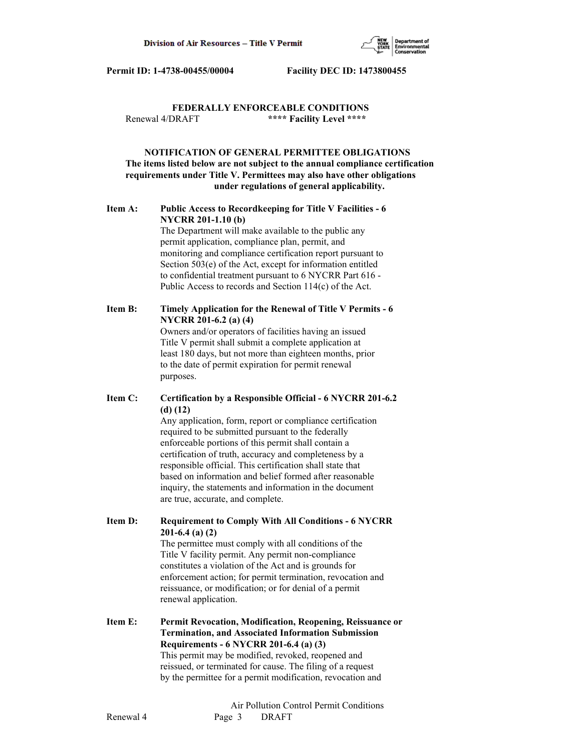**FEDERALLY ENFORCEABLE CONDITIONS**

Renewal 4/DRAFT **** Facility Level ****

**NOTIFICATION OF GENERAL PERMITTEE OBLIGATIONS**
**The items listed below are not subject to the annual compliance certification requirements under Title V. Permittees may also have other obligations under regulations of general applicability.**

**Item A: Public Access to Recordkeeping for Title V Facilities - 6 NYCRR 201-1.10 (b)**
The Department will make available to the public any permit application, compliance plan, permit, and monitoring and compliance certification report pursuant to Section 503(e) of the Act, except for information entitled to confidential treatment pursuant to 6 NYCRR Part 616 - Public Access to records and Section 114(c) of the Act.

**Item B: Timely Application for the Renewal of Title V Permits - 6 NYCRR 201-6.2 (a) (4)**
Owners and/or operators of facilities having an issued Title V permit shall submit a complete application at least 180 days, but not more than eighteen months, prior to the date of permit expiration for permit renewal purposes.

**Item C: Certification by a Responsible Official - 6 NYCRR 201-6.2 (d) (12)**
Any application, form, report or compliance certification required to be submitted pursuant to the federally enforceable portions of this permit shall contain a certification of truth, accuracy and completeness by a responsible official. This certification shall state that based on information and belief formed after reasonable inquiry, the statements and information in the document are true, accurate, and complete.

**Item D: Requirement to Comply With All Conditions - 6 NYCRR 201-6.4 (a) (2)**
The permittee must comply with all conditions of the Title V facility permit. Any permit non-compliance constitutes a violation of the Act and is grounds for enforcement action; for permit termination, revocation and reissuance, or modification; or for denial of a permit renewal application.

**Item E: Permit Revocation, Modification, Reopening, Reissuance or Termination, and Associated Information Submission Requirements - 6 NYCRR 201-6.4 (a) (3)**
This permit may be modified, revoked, reopened and reissued, or terminated for cause. The filing of a request by the permittee for a permit modification, revocation and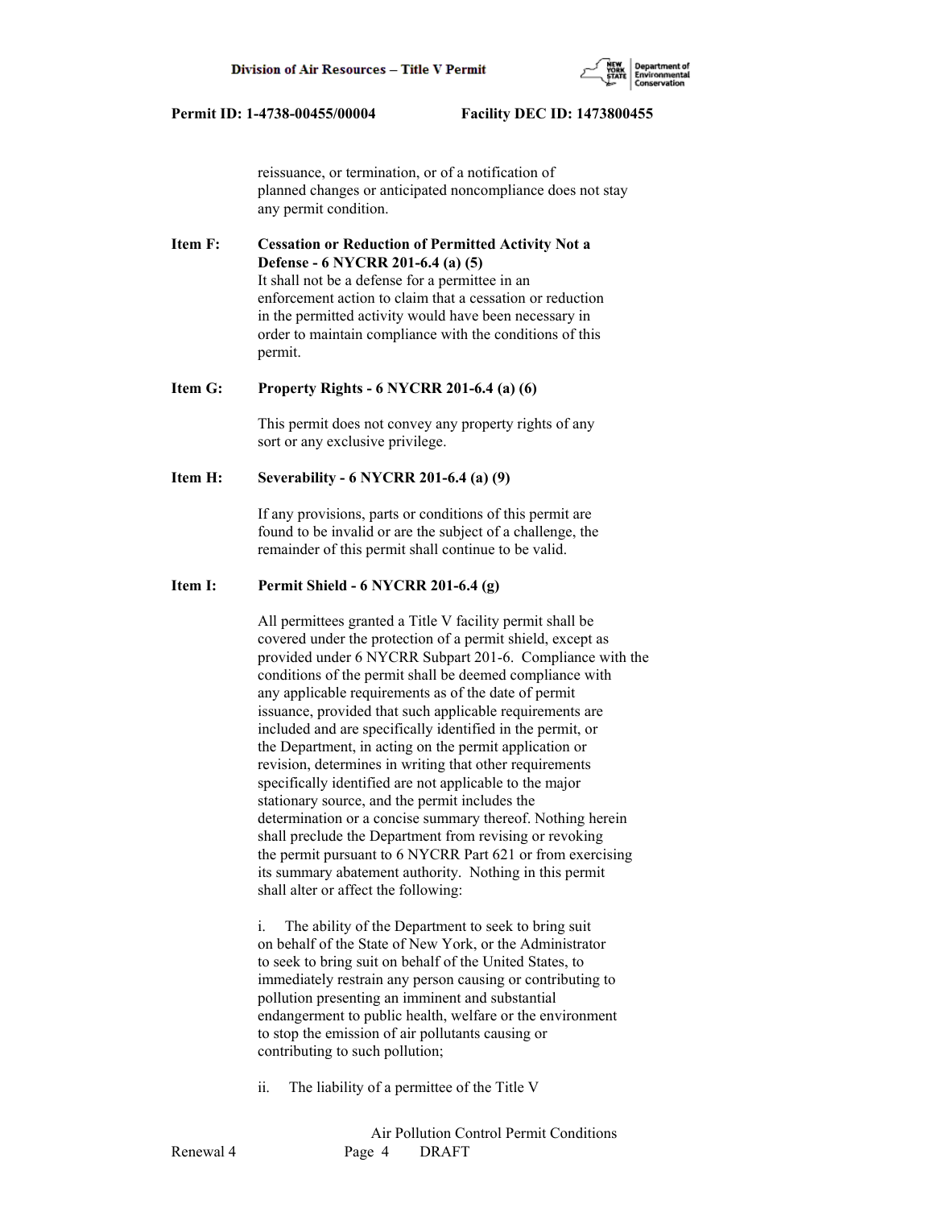reissuance, or termination, or of a notification of planned changes or anticipated noncompliance does not stay any permit condition.

**Item F: Cessation or Reduction of Permitted Activity Not a Defense - 6 NYCRR 201-6.4 (a) (5)**

It shall not be a defense for a permittee in an enforcement action to claim that a cessation or reduction in the permitted activity would have been necessary in order to maintain compliance with the conditions of this permit.

**Item G: Property Rights - 6 NYCRR 201-6.4 (a) (6)**

This permit does not convey any property rights of any sort or any exclusive privilege.

**Item H: Severability - 6 NYCRR 201-6.4 (a) (9)**

If any provisions, parts or conditions of this permit are found to be invalid or are the subject of a challenge, the remainder of this permit shall continue to be valid.

**Item I: Permit Shield - 6 NYCRR 201-6.4 (g)**

All permittees granted a Title V facility permit shall be covered under the protection of a permit shield, except as provided under 6 NYCRR Subpart 201-6. Compliance with the conditions of the permit shall be deemed compliance with any applicable requirements as of the date of permit issuance, provided that such applicable requirements are included and are specifically identified in the permit, or the Department, in acting on the permit application or revision, determines in writing that other requirements specifically identified are not applicable to the major stationary source, and the permit includes the determination or a concise summary thereof. Nothing herein shall preclude the Department from revising or revoking the permit pursuant to 6 NYCRR Part 621 or from exercising its summary abatement authority. Nothing in this permit shall alter or affect the following:

i. The ability of the Department to seek to bring suit on behalf of the State of New York, or the Administrator to seek to bring suit on behalf of the United States, to immediately restrain any person causing or contributing to pollution presenting an imminent and substantial endangerment to public health, welfare or the environment to stop the emission of air pollutants causing or contributing to such pollution;

ii. The liability of a permittee of the Title V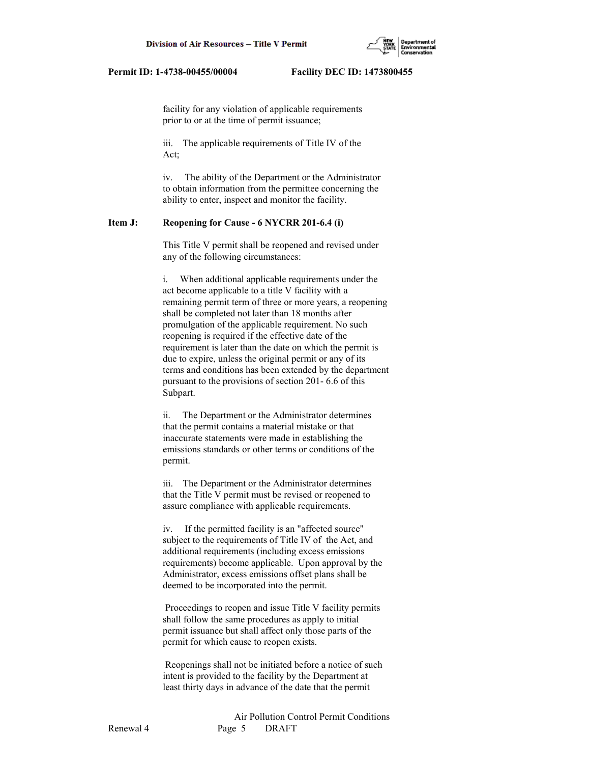facility for any violation of applicable requirements prior to or at the time of permit issuance;

iii. The applicable requirements of Title IV of the Act;

iv. The ability of the Department or the Administrator to obtain information from the permittee concerning the ability to enter, inspect and monitor the facility.

**Item J: Reopening for Cause - 6 NYCRR 201-6.4 (i)**

This Title V permit shall be reopened and revised under any of the following circumstances:

i. When additional applicable requirements under the act become applicable to a title V facility with a remaining permit term of three or more years, a reopening shall be completed not later than 18 months after promulgation of the applicable requirement. No such reopening is required if the effective date of the requirement is later than the date on which the permit is due to expire, unless the original permit or any of its terms and conditions has been extended by the department pursuant to the provisions of section 201- 6.6 of this Subpart.

ii. The Department or the Administrator determines that the permit contains a material mistake or that inaccurate statements were made in establishing the emissions standards or other terms or conditions of the permit.

iii. The Department or the Administrator determines that the Title V permit must be revised or reopened to assure compliance with applicable requirements.

iv. If the permitted facility is an "affected source" subject to the requirements of Title IV of the Act, and additional requirements (including excess emissions requirements) become applicable. Upon approval by the Administrator, excess emissions offset plans shall be deemed to be incorporated into the permit.

Proceedings to reopen and issue Title V facility permits shall follow the same procedures as apply to initial permit issuance but shall affect only those parts of the permit for which cause to reopen exists.

Reopenings shall not be initiated before a notice of such intent is provided to the facility by the Department at least thirty days in advance of the date that the permit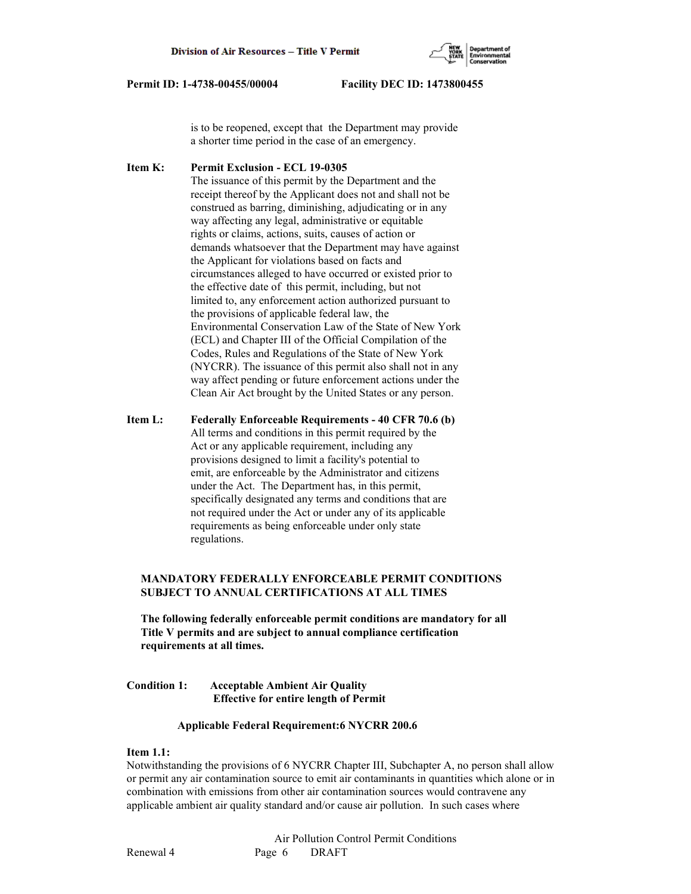is to be reopened, except that the Department may provide a shorter time period in the case of an emergency.

**Item K: Permit Exclusion - ECL 19-0305**

The issuance of this permit by the Department and the receipt thereof by the Applicant does not and shall not be construed as barring, diminishing, adjudicating or in any way affecting any legal, administrative or equitable rights or claims, actions, suits, causes of action or demands whatsoever that the Department may have against the Applicant for violations based on facts and circumstances alleged to have occurred or existed prior to the effective date of this permit, including, but not limited to, any enforcement action authorized pursuant to the provisions of applicable federal law, the Environmental Conservation Law of the State of New York (ECL) and Chapter III of the Official Compilation of the Codes, Rules and Regulations of the State of New York (NYCRR). The issuance of this permit also shall not in any way affect pending or future enforcement actions under the Clean Air Act brought by the United States or any person.

**Item L: Federally Enforceable Requirements - 40 CFR 70.6 (b)**

All terms and conditions in this permit required by the Act or any applicable requirement, including any provisions designed to limit a facility's potential to emit, are enforceable by the Administrator and citizens under the Act. The Department has, in this permit, specifically designated any terms and conditions that are not required under the Act or under any of its applicable requirements as being enforceable under only state regulations.

**MANDATORY FEDERALLY ENFORCEABLE PERMIT CONDITIONS SUBJECT TO ANNUAL CERTIFICATIONS AT ALL TIMES**

**The following federally enforceable permit conditions are mandatory for all Title V permits and are subject to annual compliance certification requirements at all times.**

**Condition 1: Acceptable Ambient Air Quality**
**Effective for entire length of Permit**

**Applicable Federal Requirement:6 NYCRR 200.6**

**Item 1.1:**

Notwithstanding the provisions of 6 NYCRR Chapter III, Subchapter A, no person shall allow or permit any air contamination source to emit air contaminants in quantities which alone or in combination with emissions from other air contamination sources would contravene any applicable ambient air quality standard and/or cause air pollution. In such cases where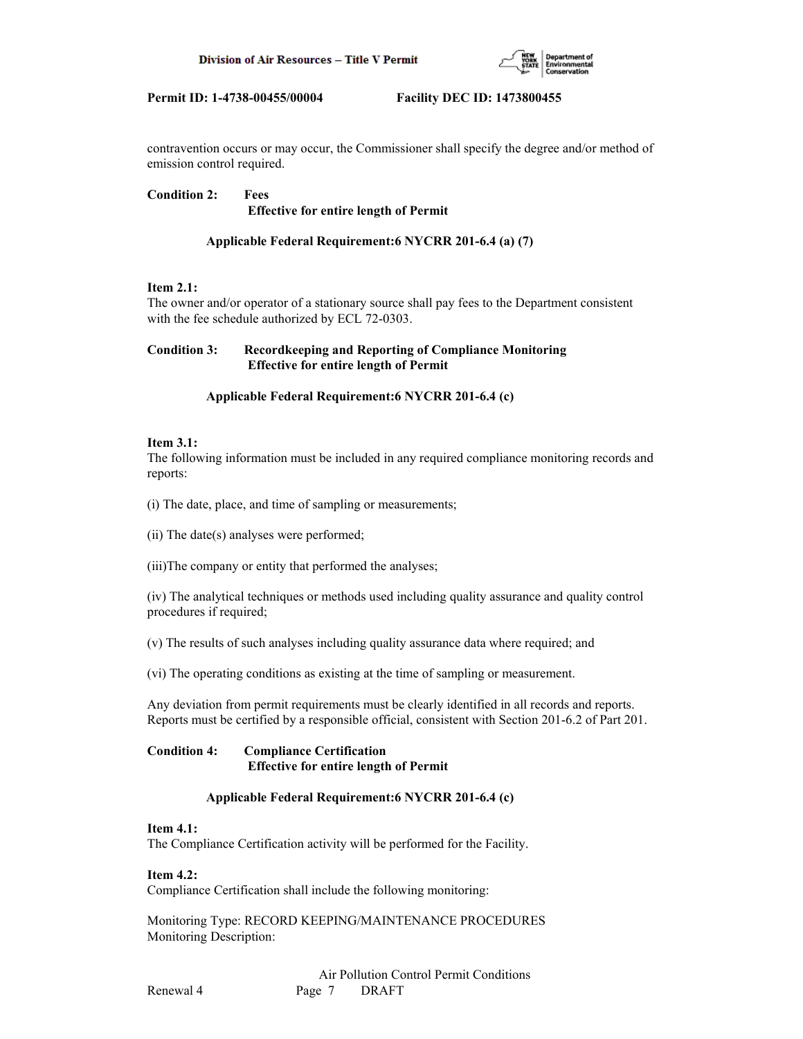contravention occurs or may occur, the Commissioner shall specify the degree and/or method of emission control required.

**Condition 2: Fees**
**Effective for entire length of Permit**

**Applicable Federal Requirement:6 NYCRR 201-6.4 (a) (7)**

**Item 2.1:**
The owner and/or operator of a stationary source shall pay fees to the Department consistent with the fee schedule authorized by ECL 72-0303.

**Condition 3: Recordkeeping and Reporting of Compliance Monitoring**
**Effective for entire length of Permit**

**Applicable Federal Requirement:6 NYCRR 201-6.4 (c)**

**Item 3.1:**
The following information must be included in any required compliance monitoring records and reports:

(i) The date, place, and time of sampling or measurements;

(ii) The date(s) analyses were performed;

(iii)The company or entity that performed the analyses;

(iv) The analytical techniques or methods used including quality assurance and quality control procedures if required;

(v) The results of such analyses including quality assurance data where required; and

(vi) The operating conditions as existing at the time of sampling or measurement.

Any deviation from permit requirements must be clearly identified in all records and reports. Reports must be certified by a responsible official, consistent with Section 201-6.2 of Part 201.

**Condition 4: Compliance Certification**
**Effective for entire length of Permit**

**Applicable Federal Requirement:6 NYCRR 201-6.4 (c)**

**Item 4.1:**
The Compliance Certification activity will be performed for the Facility.

**Item 4.2:**
Compliance Certification shall include the following monitoring:

Monitoring Type: RECORD KEEPING/MAINTENANCE PROCEDURES
Monitoring Description: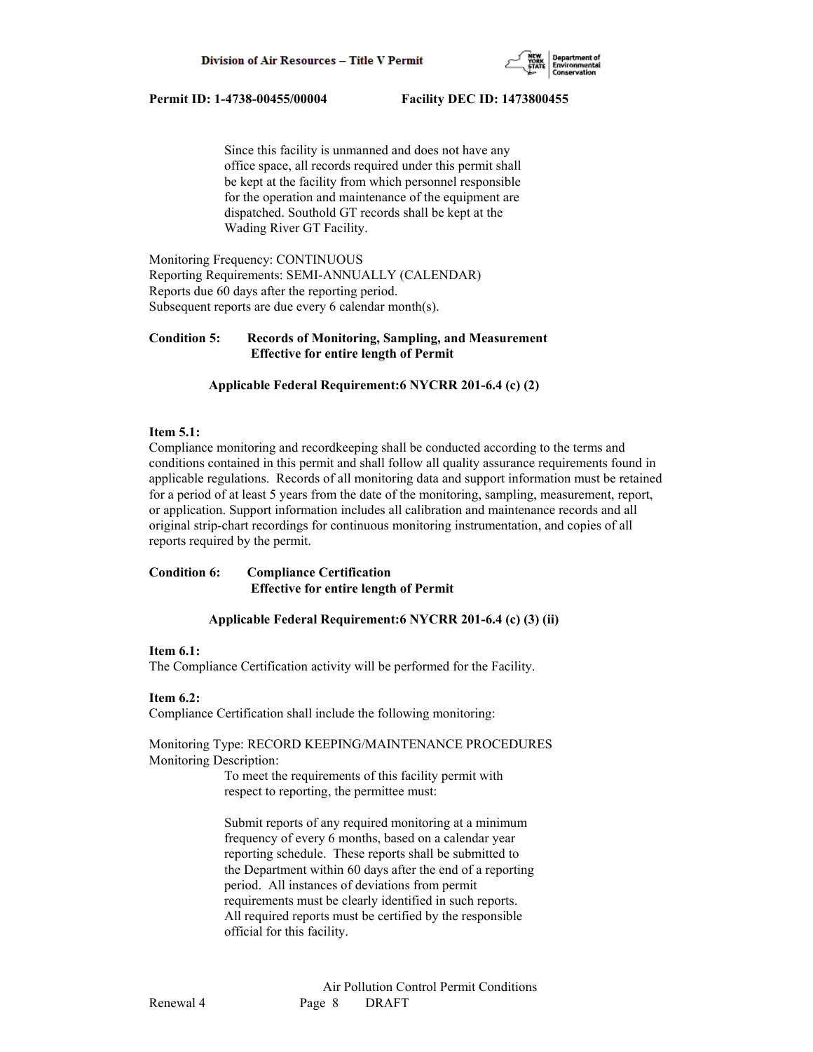Since this facility is unmanned and does not have any office space, all records required under this permit shall be kept at the facility from which personnel responsible for the operation and maintenance of the equipment are dispatched. Southold GT records shall be kept at the Wading River GT Facility.

Monitoring Frequency: CONTINUOUS
Reporting Requirements: SEMI-ANNUALLY (CALENDAR)
Reports due 60 days after the reporting period.
Subsequent reports are due every 6 calendar month(s).

**Condition 5: Records of Monitoring, Sampling, and Measurement**
**Effective for entire length of Permit**

**Applicable Federal Requirement:6 NYCRR 201-6.4 (c) (2)**

**Item 5.1:**
Compliance monitoring and recordkeeping shall be conducted according to the terms and conditions contained in this permit and shall follow all quality assurance requirements found in applicable regulations. Records of all monitoring data and support information must be retained for a period of at least 5 years from the date of the monitoring, sampling, measurement, report, or application. Support information includes all calibration and maintenance records and all original strip-chart recordings for continuous monitoring instrumentation, and copies of all reports required by the permit.

**Condition 6: Compliance Certification**
**Effective for entire length of Permit**

**Applicable Federal Requirement:6 NYCRR 201-6.4 (c) (3) (ii)**

**Item 6.1:**
The Compliance Certification activity will be performed for the Facility.

**Item 6.2:**
Compliance Certification shall include the following monitoring:

Monitoring Type: RECORD KEEPING/MAINTENANCE PROCEDURES
Monitoring Description:

To meet the requirements of this facility permit with respect to reporting, the permittee must:

Submit reports of any required monitoring at a minimum frequency of every 6 months, based on a calendar year reporting schedule. These reports shall be submitted to the Department within 60 days after the end of a reporting period. All instances of deviations from permit requirements must be clearly identified in such reports. All required reports must be certified by the responsible official for this facility.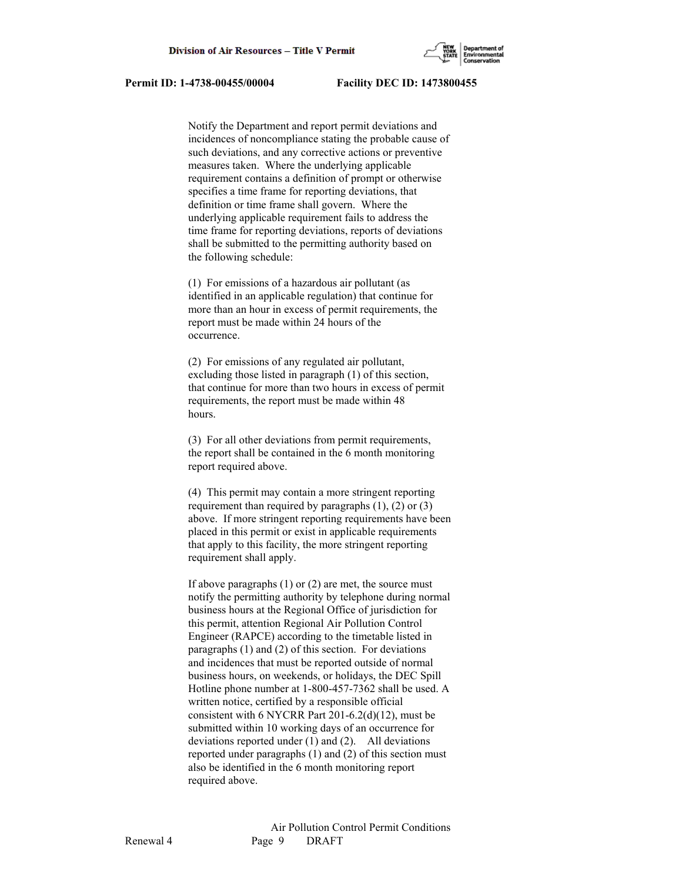Notify the Department and report permit deviations and incidences of noncompliance stating the probable cause of such deviations, and any corrective actions or preventive measures taken. Where the underlying applicable requirement contains a definition of prompt or otherwise specifies a time frame for reporting deviations, that definition or time frame shall govern. Where the underlying applicable requirement fails to address the time frame for reporting deviations, reports of deviations shall be submitted to the permitting authority based on the following schedule:

(1) For emissions of a hazardous air pollutant (as identified in an applicable regulation) that continue for more than an hour in excess of permit requirements, the report must be made within 24 hours of the occurrence.

(2) For emissions of any regulated air pollutant, excluding those listed in paragraph (1) of this section, that continue for more than two hours in excess of permit requirements, the report must be made within 48 hours.

(3) For all other deviations from permit requirements, the report shall be contained in the 6 month monitoring report required above.

(4) This permit may contain a more stringent reporting requirement than required by paragraphs (1), (2) or (3) above. If more stringent reporting requirements have been placed in this permit or exist in applicable requirements that apply to this facility, the more stringent reporting requirement shall apply.

If above paragraphs (1) or (2) are met, the source must notify the permitting authority by telephone during normal business hours at the Regional Office of jurisdiction for this permit, attention Regional Air Pollution Control Engineer (RAPCE) according to the timetable listed in paragraphs (1) and (2) of this section. For deviations and incidences that must be reported outside of normal business hours, on weekends, or holidays, the DEC Spill Hotline phone number at 1-800-457-7362 shall be used. A written notice, certified by a responsible official consistent with 6 NYCRR Part 201-6.2(d)(12), must be submitted within 10 working days of an occurrence for deviations reported under (1) and (2). All deviations reported under paragraphs (1) and (2) of this section must also be identified in the 6 month monitoring report required above.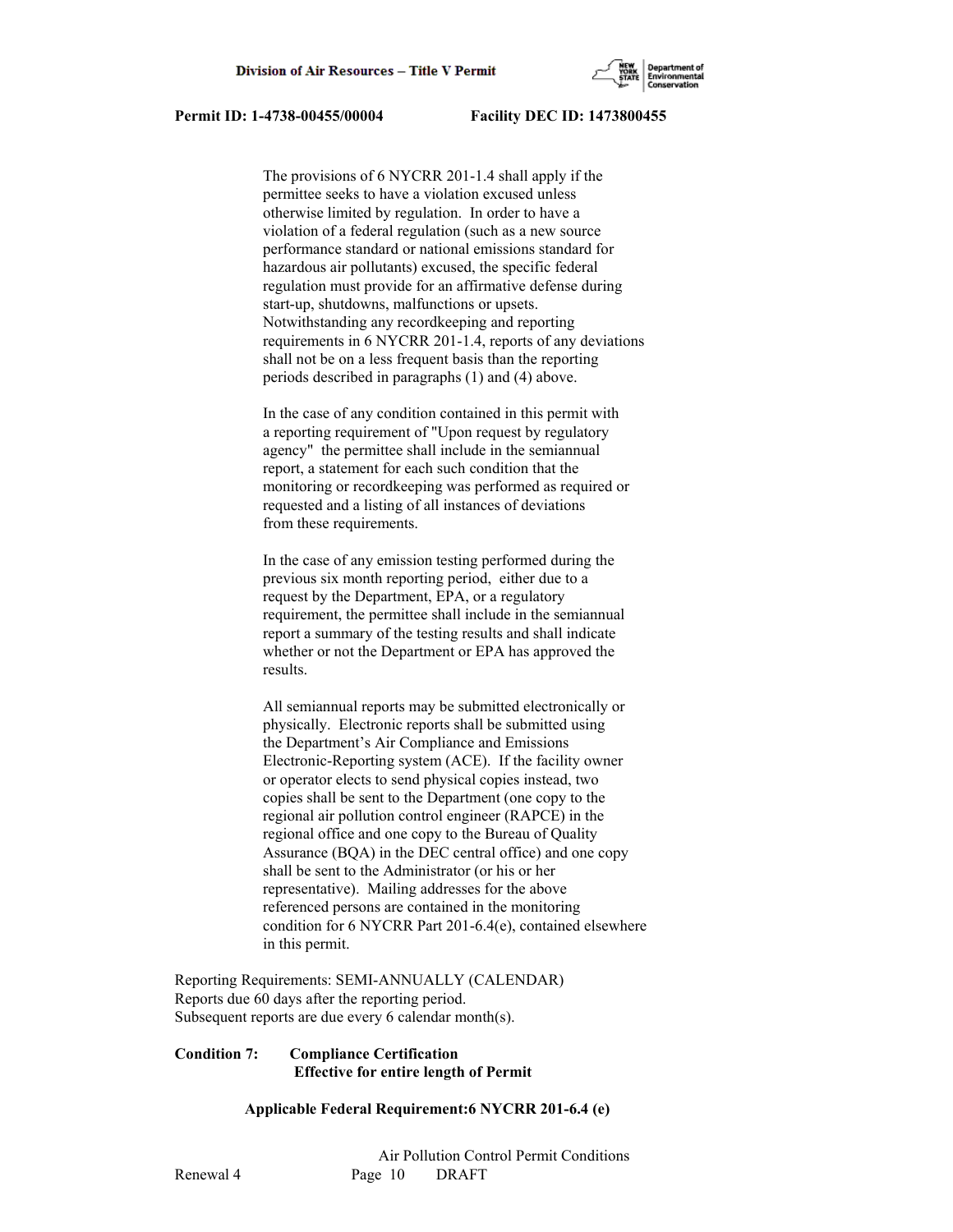The provisions of 6 NYCRR 201-1.4 shall apply if the permittee seeks to have a violation excused unless otherwise limited by regulation. In order to have a violation of a federal regulation (such as a new source performance standard or national emissions standard for hazardous air pollutants) excused, the specific federal regulation must provide for an affirmative defense during start-up, shutdowns, malfunctions or upsets. Notwithstanding any recordkeeping and reporting requirements in 6 NYCRR 201-1.4, reports of any deviations shall not be on a less frequent basis than the reporting periods described in paragraphs (1) and (4) above.

In the case of any condition contained in this permit with a reporting requirement of "Upon request by regulatory agency" the permittee shall include in the semiannual report, a statement for each such condition that the monitoring or recordkeeping was performed as required or requested and a listing of all instances of deviations from these requirements.

In the case of any emission testing performed during the previous six month reporting period, either due to a request by the Department, EPA, or a regulatory requirement, the permittee shall include in the semiannual report a summary of the testing results and shall indicate whether or not the Department or EPA has approved the results.

All semiannual reports may be submitted electronically or physically. Electronic reports shall be submitted using the Department's Air Compliance and Emissions Electronic-Reporting system (ACE). If the facility owner or operator elects to send physical copies instead, two copies shall be sent to the Department (one copy to the regional air pollution control engineer (RAPCE) in the regional office and one copy to the Bureau of Quality Assurance (BQA) in the DEC central office) and one copy shall be sent to the Administrator (or his or her representative). Mailing addresses for the above referenced persons are contained in the monitoring condition for 6 NYCRR Part 201-6.4(e), contained elsewhere in this permit.

Reporting Requirements: SEMI-ANNUALLY (CALENDAR)
Reports due 60 days after the reporting period.
Subsequent reports are due every 6 calendar month(s).

**Condition 7: Compliance Certification**
**Effective for entire length of Permit**

**Applicable Federal Requirement:6 NYCRR 201-6.4 (e)**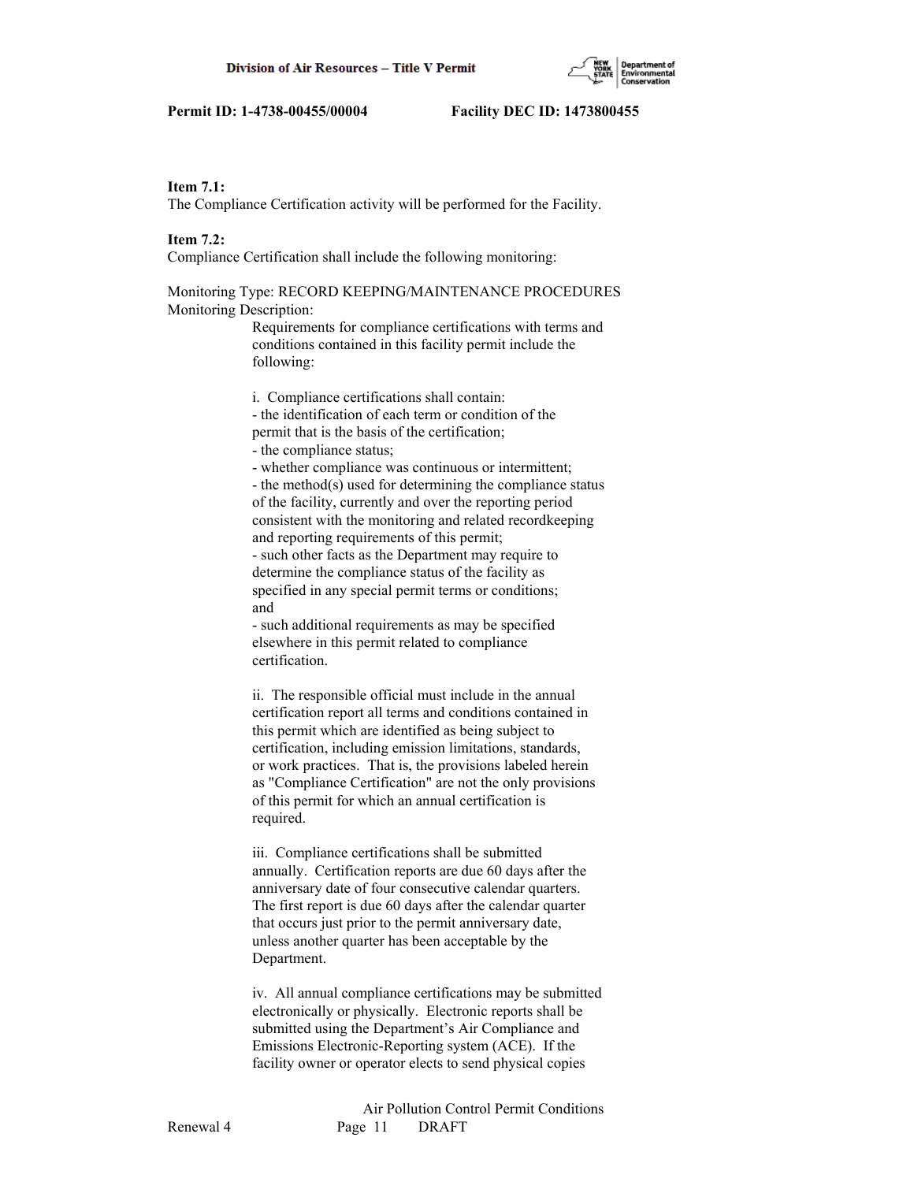**Item 7.1:**
The Compliance Certification activity will be performed for the Facility.

**Item 7.2:**
Compliance Certification shall include the following monitoring:

Monitoring Type: RECORD KEEPING/MAINTENANCE PROCEDURES
Monitoring Description:

Requirements for compliance certifications with terms and conditions contained in this facility permit include the following:

i. Compliance certifications shall contain:
- the identification of each term or condition of the permit that is the basis of the certification;
- the compliance status;
- whether compliance was continuous or intermittent;
- the method(s) used for determining the compliance status of the facility, currently and over the reporting period consistent with the monitoring and related recordkeeping and reporting requirements of this permit;
- such other facts as the Department may require to determine the compliance status of the facility as specified in any special permit terms or conditions; and
- such additional requirements as may be specified elsewhere in this permit related to compliance certification.

ii. The responsible official must include in the annual certification report all terms and conditions contained in this permit which are identified as being subject to certification, including emission limitations, standards, or work practices. That is, the provisions labeled herein as "Compliance Certification" are not the only provisions of this permit for which an annual certification is required.

iii. Compliance certifications shall be submitted annually. Certification reports are due 60 days after the anniversary date of four consecutive calendar quarters. The first report is due 60 days after the calendar quarter that occurs just prior to the permit anniversary date, unless another quarter has been acceptable by the Department.

iv. All annual compliance certifications may be submitted electronically or physically. Electronic reports shall be submitted using the Department's Air Compliance and Emissions Electronic-Reporting system (ACE). If the facility owner or operator elects to send physical copies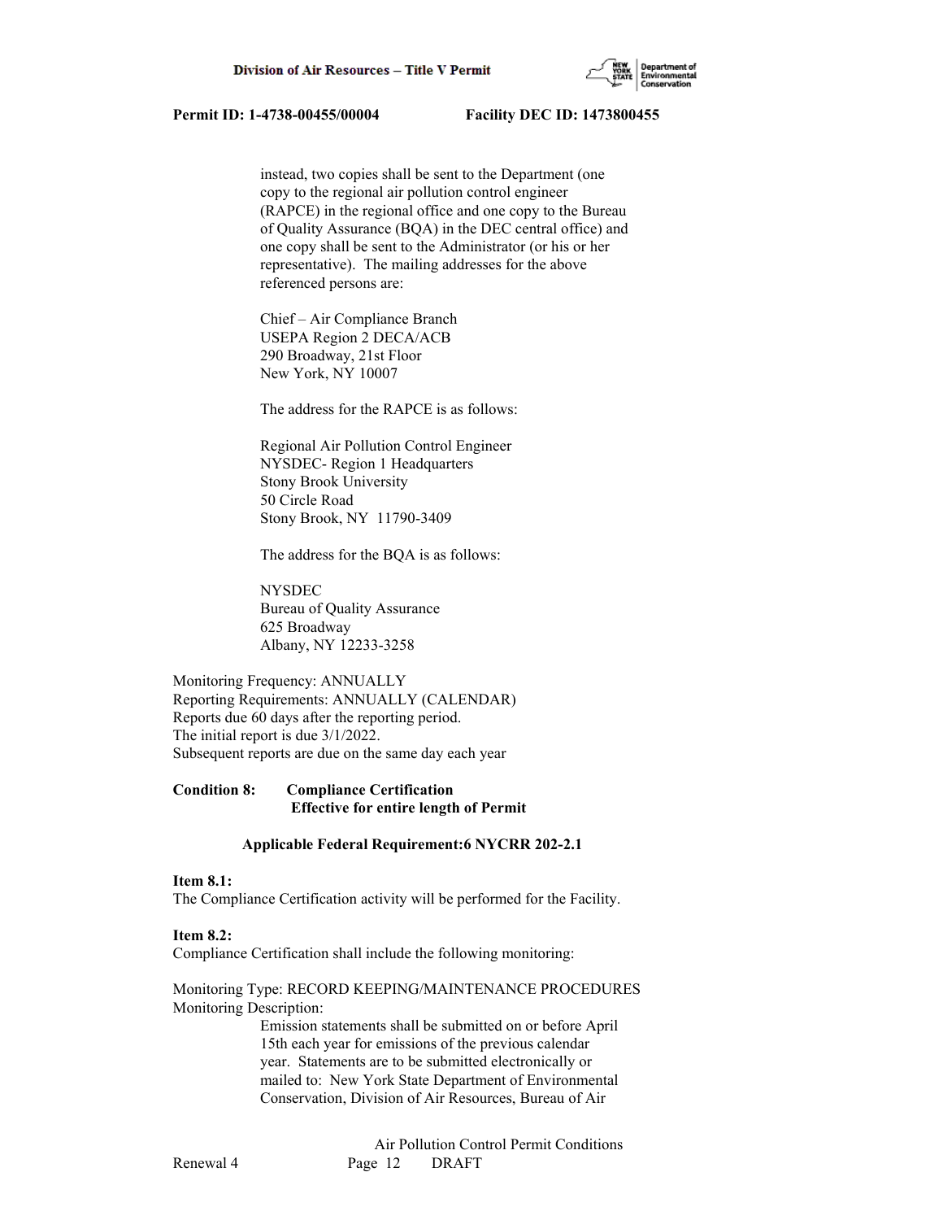instead, two copies shall be sent to the Department (one copy to the regional air pollution control engineer (RAPCE) in the regional office and one copy to the Bureau of Quality Assurance (BQA) in the DEC central office) and one copy shall be sent to the Administrator (or his or her representative). The mailing addresses for the above referenced persons are:

Chief – Air Compliance Branch
USEPA Region 2 DECA/ACB
290 Broadway, 21st Floor
New York, NY 10007

The address for the RAPCE is as follows:

Regional Air Pollution Control Engineer
NYSDEC- Region 1 Headquarters
Stony Brook University
50 Circle Road
Stony Brook, NY 11790-3409

The address for the BQA is as follows:

NYSDEC
Bureau of Quality Assurance
625 Broadway
Albany, NY 12233-3258

Monitoring Frequency: ANNUALLY
Reporting Requirements: ANNUALLY (CALENDAR)
Reports due 60 days after the reporting period.
The initial report is due 3/1/2022.
Subsequent reports are due on the same day each year

**Condition 8: Compliance Certification**
**Effective for entire length of Permit**

**Applicable Federal Requirement:6 NYCRR 202-2.1**

**Item 8.1:**
The Compliance Certification activity will be performed for the Facility.

**Item 8.2:**
Compliance Certification shall include the following monitoring:

Monitoring Type: RECORD KEEPING/MAINTENANCE PROCEDURES
Monitoring Description:

Emission statements shall be submitted on or before April 15th each year for emissions of the previous calendar year. Statements are to be submitted electronically or mailed to: New York State Department of Environmental Conservation, Division of Air Resources, Bureau of Air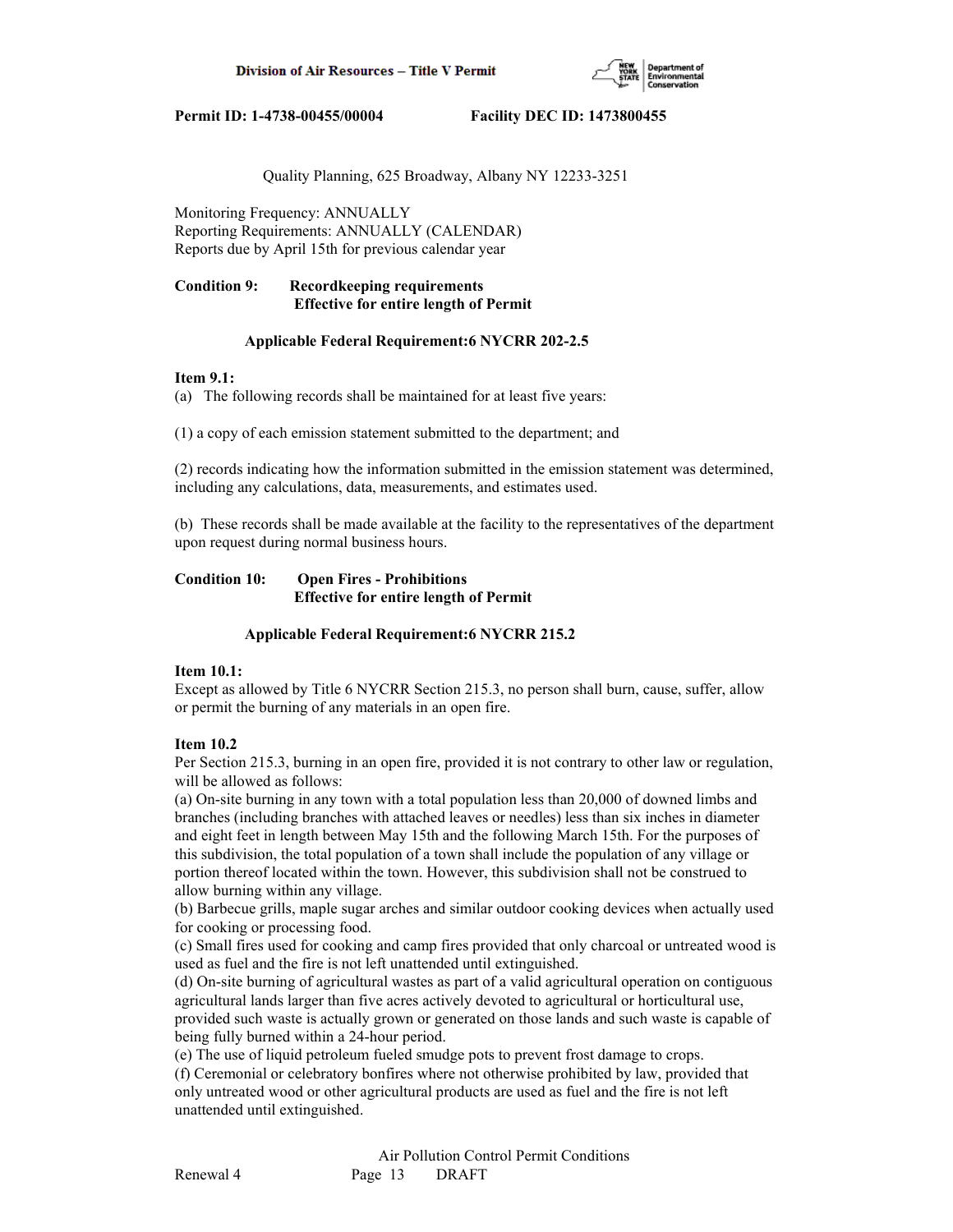Quality Planning, 625 Broadway, Albany NY 12233-3251

Monitoring Frequency: ANNUALLY
Reporting Requirements: ANNUALLY (CALENDAR)
Reports due by April 15th for previous calendar year

**Condition 9: Recordkeeping requirements**
**Effective for entire length of Permit**

**Applicable Federal Requirement:6 NYCRR 202-2.5**

**Item 9.1:**
(a) The following records shall be maintained for at least five years:

(1) a copy of each emission statement submitted to the department; and

(2) records indicating how the information submitted in the emission statement was determined, including any calculations, data, measurements, and estimates used.

(b) These records shall be made available at the facility to the representatives of the department upon request during normal business hours.

**Condition 10: Open Fires - Prohibitions**
**Effective for entire length of Permit**

**Applicable Federal Requirement:6 NYCRR 215.2**

**Item 10.1:**
Except as allowed by Title 6 NYCRR Section 215.3, no person shall burn, cause, suffer, allow or permit the burning of any materials in an open fire.

**Item 10.2**
Per Section 215.3, burning in an open fire, provided it is not contrary to other law or regulation, will be allowed as follows:
(a) On-site burning in any town with a total population less than 20,000 of downed limbs and branches (including branches with attached leaves or needles) less than six inches in diameter and eight feet in length between May 15th and the following March 15th. For the purposes of this subdivision, the total population of a town shall include the population of any village or portion thereof located within the town. However, this subdivision shall not be construed to allow burning within any village.
(b) Barbecue grills, maple sugar arches and similar outdoor cooking devices when actually used for cooking or processing food.
(c) Small fires used for cooking and camp fires provided that only charcoal or untreated wood is used as fuel and the fire is not left unattended until extinguished.
(d) On-site burning of agricultural wastes as part of a valid agricultural operation on contiguous agricultural lands larger than five acres actively devoted to agricultural or horticultural use, provided such waste is actually grown or generated on those lands and such waste is capable of being fully burned within a 24-hour period.
(e) The use of liquid petroleum fueled smudge pots to prevent frost damage to crops.
(f) Ceremonial or celebratory bonfires where not otherwise prohibited by law, provided that only untreated wood or other agricultural products are used as fuel and the fire is not left unattended until extinguished.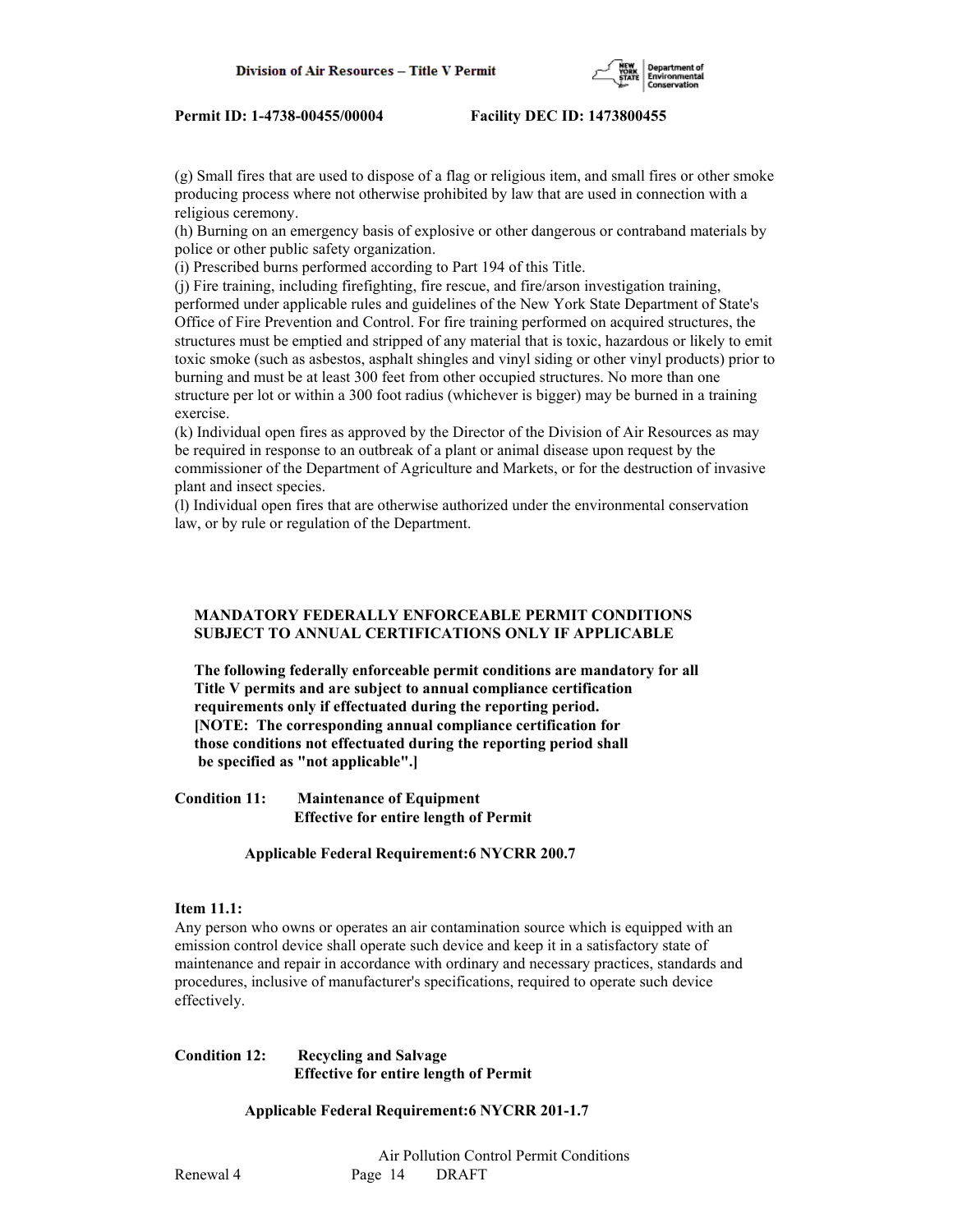(g) Small fires that are used to dispose of a flag or religious item, and small fires or other smoke producing process where not otherwise prohibited by law that are used in connection with a religious ceremony.
(h) Burning on an emergency basis of explosive or other dangerous or contraband materials by police or other public safety organization.
(i) Prescribed burns performed according to Part 194 of this Title.
(j) Fire training, including firefighting, fire rescue, and fire/arson investigation training, performed under applicable rules and guidelines of the New York State Department of State's Office of Fire Prevention and Control. For fire training performed on acquired structures, the structures must be emptied and stripped of any material that is toxic, hazardous or likely to emit toxic smoke (such as asbestos, asphalt shingles and vinyl siding or other vinyl products) prior to burning and must be at least 300 feet from other occupied structures. No more than one structure per lot or within a 300 foot radius (whichever is bigger) may be burned in a training exercise.
(k) Individual open fires as approved by the Director of the Division of Air Resources as may be required in response to an outbreak of a plant or animal disease upon request by the commissioner of the Department of Agriculture and Markets, or for the destruction of invasive plant and insect species.
(l) Individual open fires that are otherwise authorized under the environmental conservation law, or by rule or regulation of the Department.

**MANDATORY FEDERALLY ENFORCEABLE PERMIT CONDITIONS SUBJECT TO ANNUAL CERTIFICATIONS ONLY IF APPLICABLE**

**The following federally enforceable permit conditions are mandatory for all Title V permits and are subject to annual compliance certification requirements only if effectuated during the reporting period. [NOTE: The corresponding annual compliance certification for those conditions not effectuated during the reporting period shall be specified as "not applicable".]**

**Condition 11: Maintenance of Equipment**
**Effective for entire length of Permit**

**Applicable Federal Requirement:6 NYCRR 200.7**

**Item 11.1:**
Any person who owns or operates an air contamination source which is equipped with an emission control device shall operate such device and keep it in a satisfactory state of maintenance and repair in accordance with ordinary and necessary practices, standards and procedures, inclusive of manufacturer's specifications, required to operate such device effectively.

**Condition 12: Recycling and Salvage**
**Effective for entire length of Permit**

**Applicable Federal Requirement:6 NYCRR 201-1.7**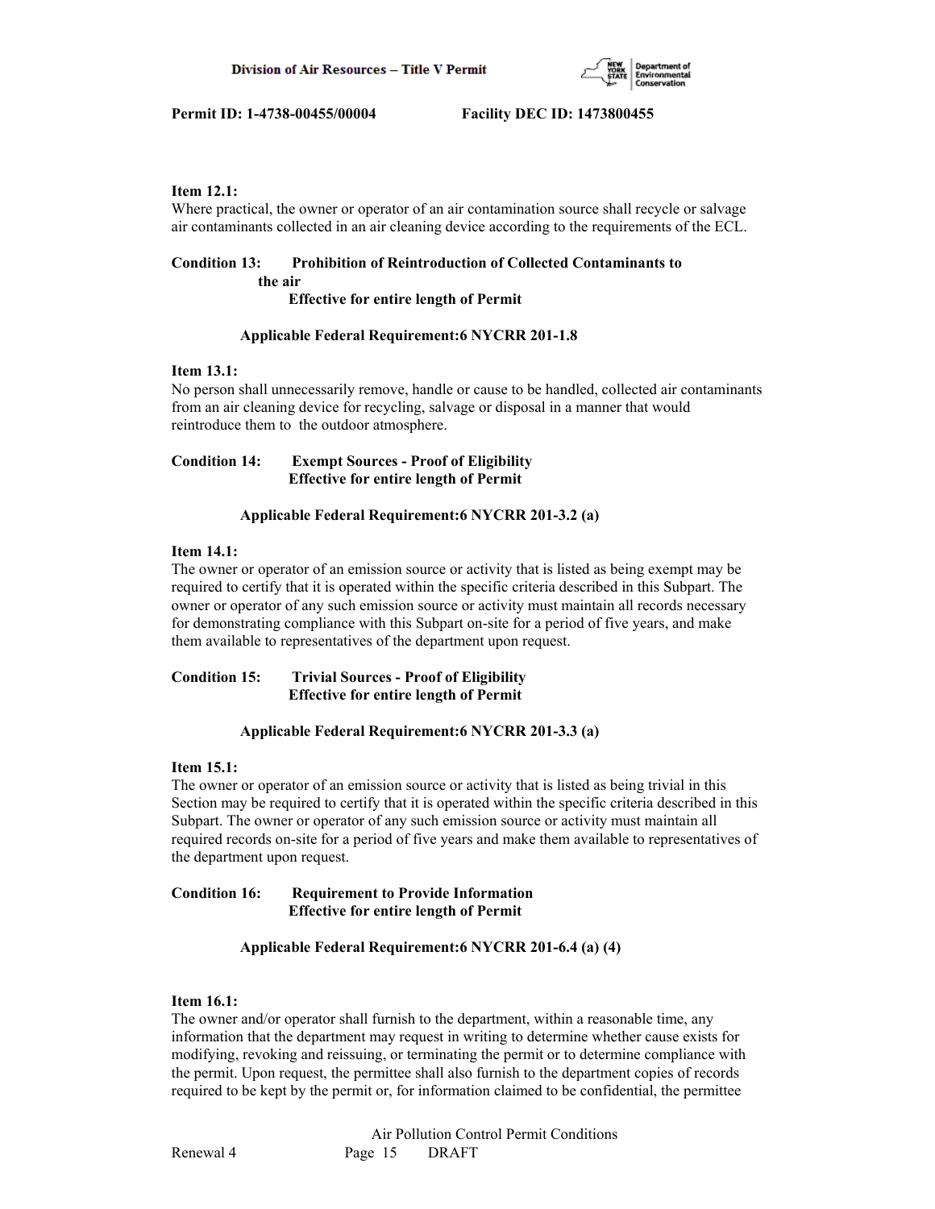**Item 12.1:**
Where practical, the owner or operator of an air contamination source shall recycle or salvage air contaminants collected in an air cleaning device according to the requirements of the ECL.

**Condition 13: Prohibition of Reintroduction of Collected Contaminants to the air**
**Effective for entire length of Permit**

**Applicable Federal Requirement:6 NYCRR 201-1.8**

**Item 13.1:**
No person shall unnecessarily remove, handle or cause to be handled, collected air contaminants from an air cleaning device for recycling, salvage or disposal in a manner that would reintroduce them to the outdoor atmosphere.

**Condition 14: Exempt Sources - Proof of Eligibility**
**Effective for entire length of Permit**

**Applicable Federal Requirement:6 NYCRR 201-3.2 (a)**

**Item 14.1:**
The owner or operator of an emission source or activity that is listed as being exempt may be required to certify that it is operated within the specific criteria described in this Subpart. The owner or operator of any such emission source or activity must maintain all records necessary for demonstrating compliance with this Subpart on-site for a period of five years, and make them available to representatives of the department upon request.

**Condition 15: Trivial Sources - Proof of Eligibility**
**Effective for entire length of Permit**

**Applicable Federal Requirement:6 NYCRR 201-3.3 (a)**

**Item 15.1:**
The owner or operator of an emission source or activity that is listed as being trivial in this Section may be required to certify that it is operated within the specific criteria described in this Subpart. The owner or operator of any such emission source or activity must maintain all required records on-site for a period of five years and make them available to representatives of the department upon request.

**Condition 16: Requirement to Provide Information**
**Effective for entire length of Permit**

**Applicable Federal Requirement:6 NYCRR 201-6.4 (a) (4)**

**Item 16.1:**
The owner and/or operator shall furnish to the department, within a reasonable time, any information that the department may request in writing to determine whether cause exists for modifying, revoking and reissuing, or terminating the permit or to determine compliance with the permit. Upon request, the permittee shall also furnish to the department copies of records required to be kept by the permit or, for information claimed to be confidential, the permittee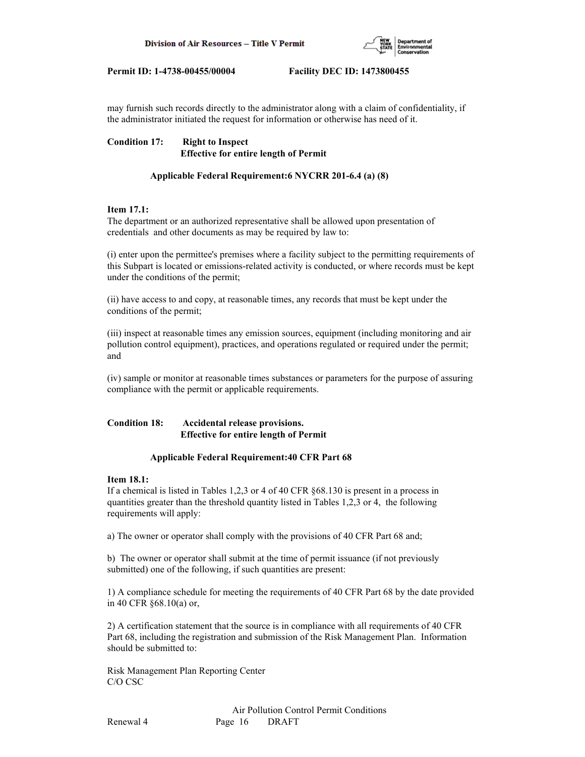may furnish such records directly to the administrator along with a claim of confidentiality, if the administrator initiated the request for information or otherwise has need of it.

**Condition 17: Right to Inspect**
**Effective for entire length of Permit**

**Applicable Federal Requirement:6 NYCRR 201-6.4 (a) (8)**

**Item 17.1:**
The department or an authorized representative shall be allowed upon presentation of credentials and other documents as may be required by law to:

(i) enter upon the permittee's premises where a facility subject to the permitting requirements of this Subpart is located or emissions-related activity is conducted, or where records must be kept under the conditions of the permit;

(ii) have access to and copy, at reasonable times, any records that must be kept under the conditions of the permit;

(iii) inspect at reasonable times any emission sources, equipment (including monitoring and air pollution control equipment), practices, and operations regulated or required under the permit; and

(iv) sample or monitor at reasonable times substances or parameters for the purpose of assuring compliance with the permit or applicable requirements.

**Condition 18: Accidental release provisions.**
**Effective for entire length of Permit**

**Applicable Federal Requirement:40 CFR Part 68**

**Item 18.1:**
If a chemical is listed in Tables 1,2,3 or 4 of 40 CFR §68.130 is present in a process in quantities greater than the threshold quantity listed in Tables 1,2,3 or 4, the following requirements will apply:

a) The owner or operator shall comply with the provisions of 40 CFR Part 68 and;

b) The owner or operator shall submit at the time of permit issuance (if not previously submitted) one of the following, if such quantities are present:

1) A compliance schedule for meeting the requirements of 40 CFR Part 68 by the date provided in 40 CFR §68.10(a) or,

2) A certification statement that the source is in compliance with all requirements of 40 CFR Part 68, including the registration and submission of the Risk Management Plan. Information should be submitted to:

Risk Management Plan Reporting Center
C/O CSC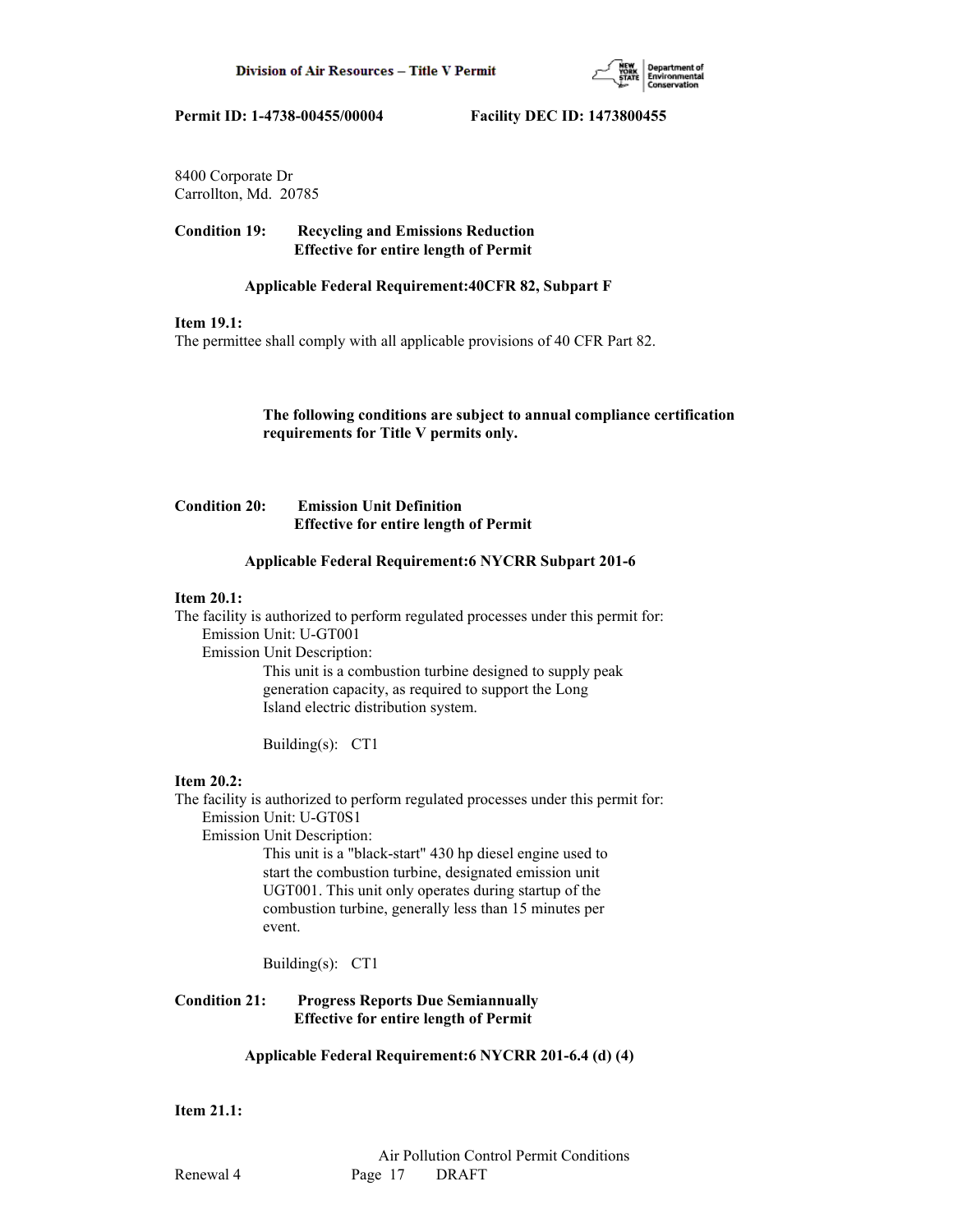8400 Corporate Dr
Carrollton, Md. 20785

**Condition 19: Recycling and Emissions Reduction**
**Effective for entire length of Permit**

**Applicable Federal Requirement:40CFR 82, Subpart F**

**Item 19.1:**
The permittee shall comply with all applicable provisions of 40 CFR Part 82.

**The following conditions are subject to annual compliance certification requirements for Title V permits only.**

**Condition 20: Emission Unit Definition**
**Effective for entire length of Permit**

**Applicable Federal Requirement:6 NYCRR Subpart 201-6**

**Item 20.1:**
The facility is authorized to perform regulated processes under this permit for:
Emission Unit: U-GT001
Emission Unit Description:
This unit is a combustion turbine designed to supply peak generation capacity, as required to support the Long Island electric distribution system.

Building(s): CT1

**Item 20.2:**
The facility is authorized to perform regulated processes under this permit for:
Emission Unit: U-GT0S1
Emission Unit Description:
This unit is a "black-start" 430 hp diesel engine used to start the combustion turbine, designated emission unit UGT001. This unit only operates during startup of the combustion turbine, generally less than 15 minutes per event.

Building(s): CT1

**Condition 21: Progress Reports Due Semiannually**
**Effective for entire length of Permit**

**Applicable Federal Requirement:6 NYCRR 201-6.4 (d) (4)**

**Item 21.1:**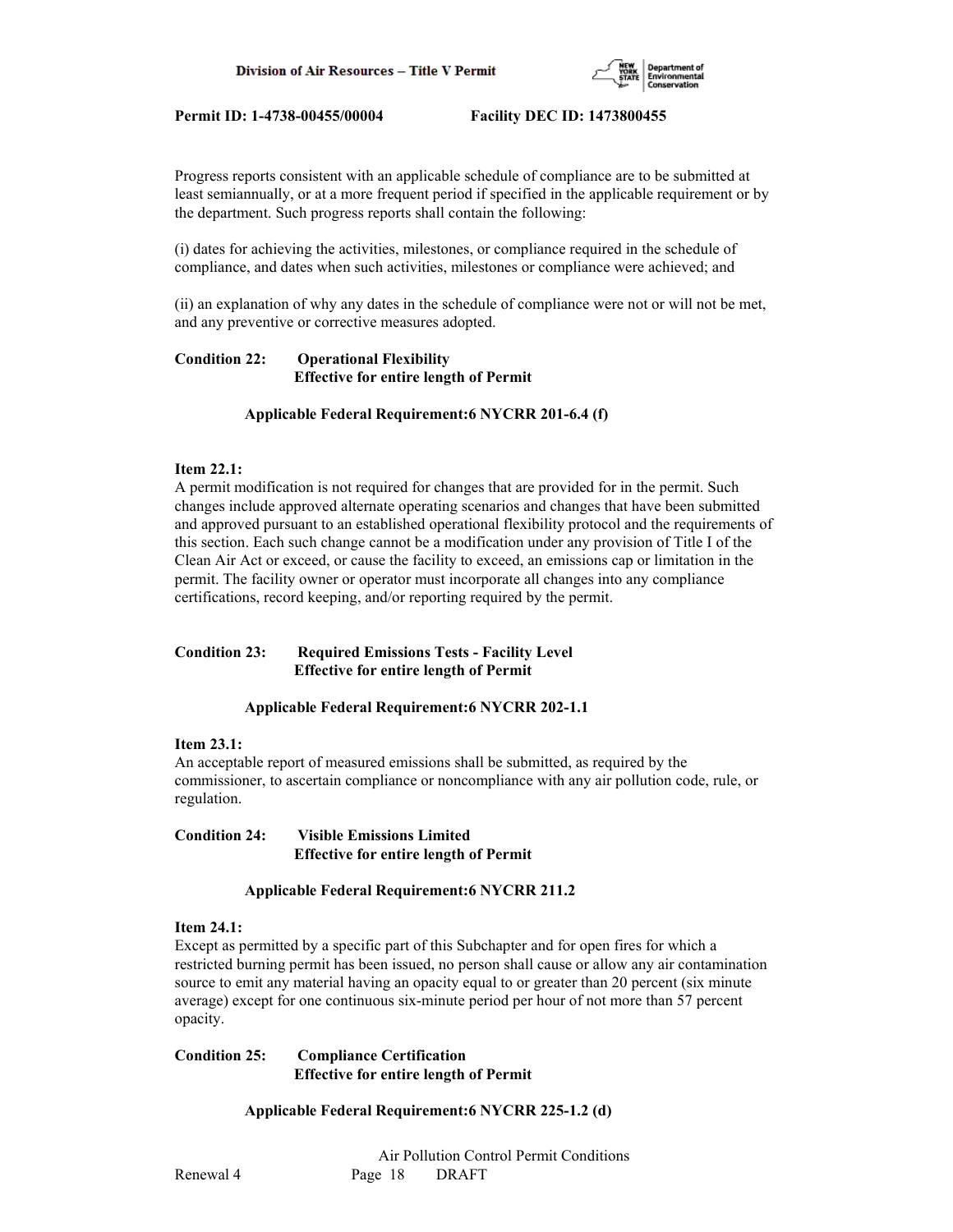Progress reports consistent with an applicable schedule of compliance are to be submitted at least semiannually, or at a more frequent period if specified in the applicable requirement or by the department. Such progress reports shall contain the following:

(i) dates for achieving the activities, milestones, or compliance required in the schedule of compliance, and dates when such activities, milestones or compliance were achieved; and

(ii) an explanation of why any dates in the schedule of compliance were not or will not be met, and any preventive or corrective measures adopted.

**Condition 22: Operational Flexibility**
**Effective for entire length of Permit**

**Applicable Federal Requirement:6 NYCRR 201-6.4 (f)**

**Item 22.1:**
A permit modification is not required for changes that are provided for in the permit. Such changes include approved alternate operating scenarios and changes that have been submitted and approved pursuant to an established operational flexibility protocol and the requirements of this section. Each such change cannot be a modification under any provision of Title I of the Clean Air Act or exceed, or cause the facility to exceed, an emissions cap or limitation in the permit. The facility owner or operator must incorporate all changes into any compliance certifications, record keeping, and/or reporting required by the permit.

**Condition 23: Required Emissions Tests - Facility Level**
**Effective for entire length of Permit**

**Applicable Federal Requirement:6 NYCRR 202-1.1**

**Item 23.1:**
An acceptable report of measured emissions shall be submitted, as required by the commissioner, to ascertain compliance or noncompliance with any air pollution code, rule, or regulation.

**Condition 24: Visible Emissions Limited**
**Effective for entire length of Permit**

**Applicable Federal Requirement:6 NYCRR 211.2**

**Item 24.1:**
Except as permitted by a specific part of this Subchapter and for open fires for which a restricted burning permit has been issued, no person shall cause or allow any air contamination source to emit any material having an opacity equal to or greater than 20 percent (six minute average) except for one continuous six-minute period per hour of not more than 57 percent opacity.

**Condition 25: Compliance Certification**
**Effective for entire length of Permit**

**Applicable Federal Requirement:6 NYCRR 225-1.2 (d)**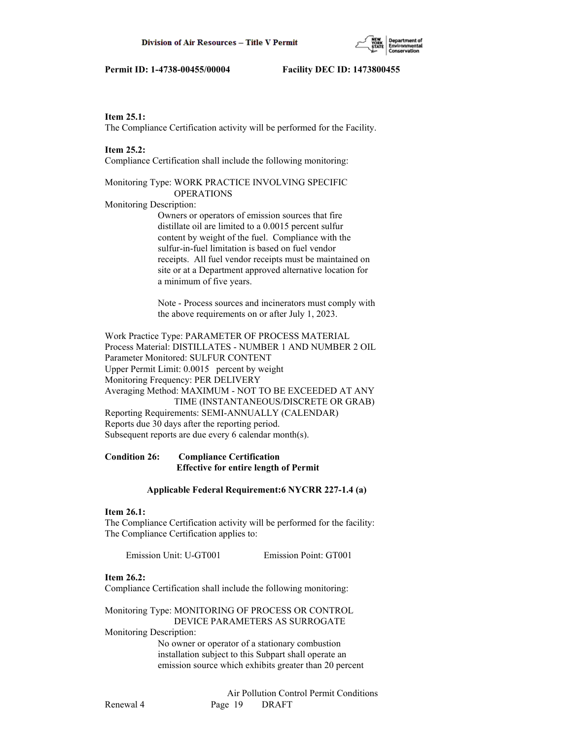**Item 25.1:**
The Compliance Certification activity will be performed for the Facility.

**Item 25.2:**
Compliance Certification shall include the following monitoring:

Monitoring Type: WORK PRACTICE INVOLVING SPECIFIC OPERATIONS
Monitoring Description:

Owners or operators of emission sources that fire distillate oil are limited to a 0.0015 percent sulfur content by weight of the fuel. Compliance with the sulfur-in-fuel limitation is based on fuel vendor receipts. All fuel vendor receipts must be maintained on site or at a Department approved alternative location for a minimum of five years.

Note - Process sources and incinerators must comply with the above requirements on or after July 1, 2023.

Work Practice Type: PARAMETER OF PROCESS MATERIAL
Process Material: DISTILLATES - NUMBER 1 AND NUMBER 2 OIL
Parameter Monitored: SULFUR CONTENT
Upper Permit Limit: 0.0015 percent by weight
Monitoring Frequency: PER DELIVERY
Averaging Method: MAXIMUM - NOT TO BE EXCEEDED AT ANY TIME (INSTANTANEOUS/DISCRETE OR GRAB)
Reporting Requirements: SEMI-ANNUALLY (CALENDAR)
Reports due 30 days after the reporting period.
Subsequent reports are due every 6 calendar month(s).

**Condition 26: Compliance Certification**
**Effective for entire length of Permit**

**Applicable Federal Requirement:6 NYCRR 227-1.4 (a)**

**Item 26.1:**
The Compliance Certification activity will be performed for the facility:
The Compliance Certification applies to:

Emission Unit: U-GT001 Emission Point: GT001

**Item 26.2:**
Compliance Certification shall include the following monitoring:

Monitoring Type: MONITORING OF PROCESS OR CONTROL DEVICE PARAMETERS AS SURROGATE
Monitoring Description:

No owner or operator of a stationary combustion installation subject to this Subpart shall operate an emission source which exhibits greater than 20 percent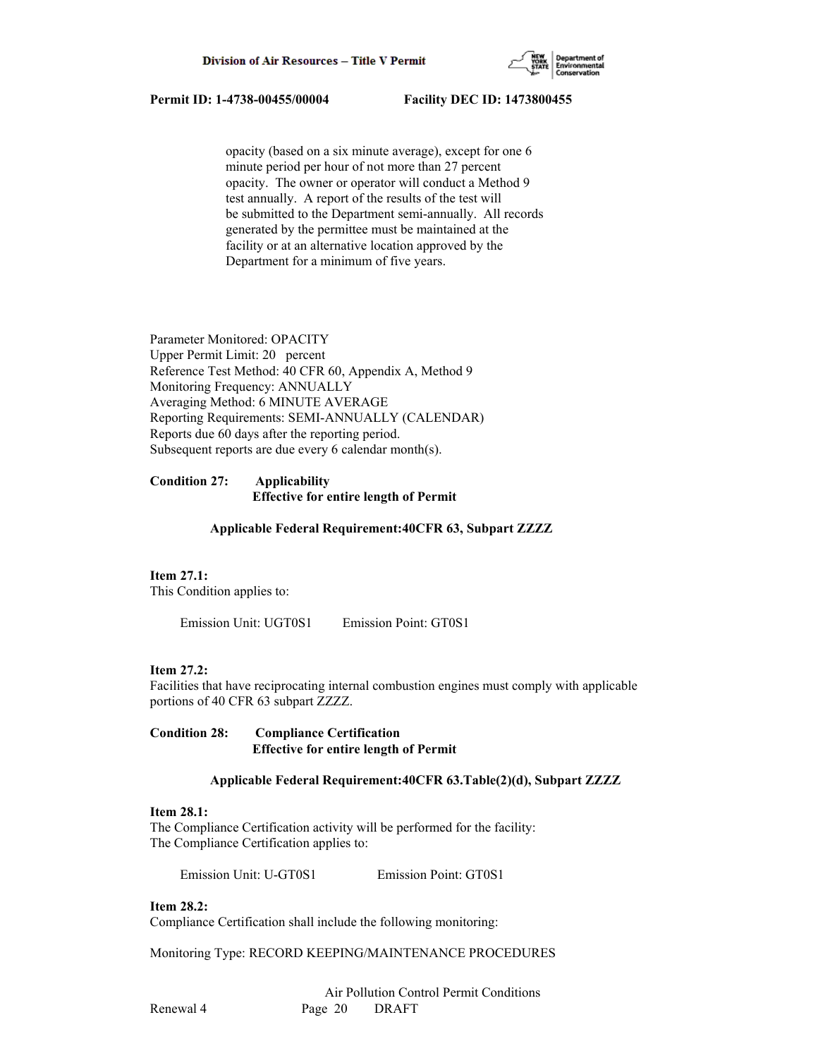opacity (based on a six minute average), except for one 6 minute period per hour of not more than 27 percent opacity. The owner or operator will conduct a Method 9 test annually. A report of the results of the test will be submitted to the Department semi-annually. All records generated by the permittee must be maintained at the facility or at an alternative location approved by the Department for a minimum of five years.

Parameter Monitored: OPACITY
Upper Permit Limit: 20 percent
Reference Test Method: 40 CFR 60, Appendix A, Method 9
Monitoring Frequency: ANNUALLY
Averaging Method: 6 MINUTE AVERAGE
Reporting Requirements: SEMI-ANNUALLY (CALENDAR)
Reports due 60 days after the reporting period.
Subsequent reports are due every 6 calendar month(s).

**Condition 27: Applicability**
**Effective for entire length of Permit**

**Applicable Federal Requirement:40CFR 63, Subpart ZZZZ**

**Item 27.1:**
This Condition applies to:

Emission Unit: UGT0S1 Emission Point: GT0S1

**Item 27.2:**
Facilities that have reciprocating internal combustion engines must comply with applicable portions of 40 CFR 63 subpart ZZZZ.

**Condition 28: Compliance Certification**
**Effective for entire length of Permit**

**Applicable Federal Requirement:40CFR 63.Table(2)(d), Subpart ZZZZ**

**Item 28.1:**
The Compliance Certification activity will be performed for the facility:
The Compliance Certification applies to:

Emission Unit: U-GT0S1 Emission Point: GT0S1

**Item 28.2:**
Compliance Certification shall include the following monitoring:

Monitoring Type: RECORD KEEPING/MAINTENANCE PROCEDURES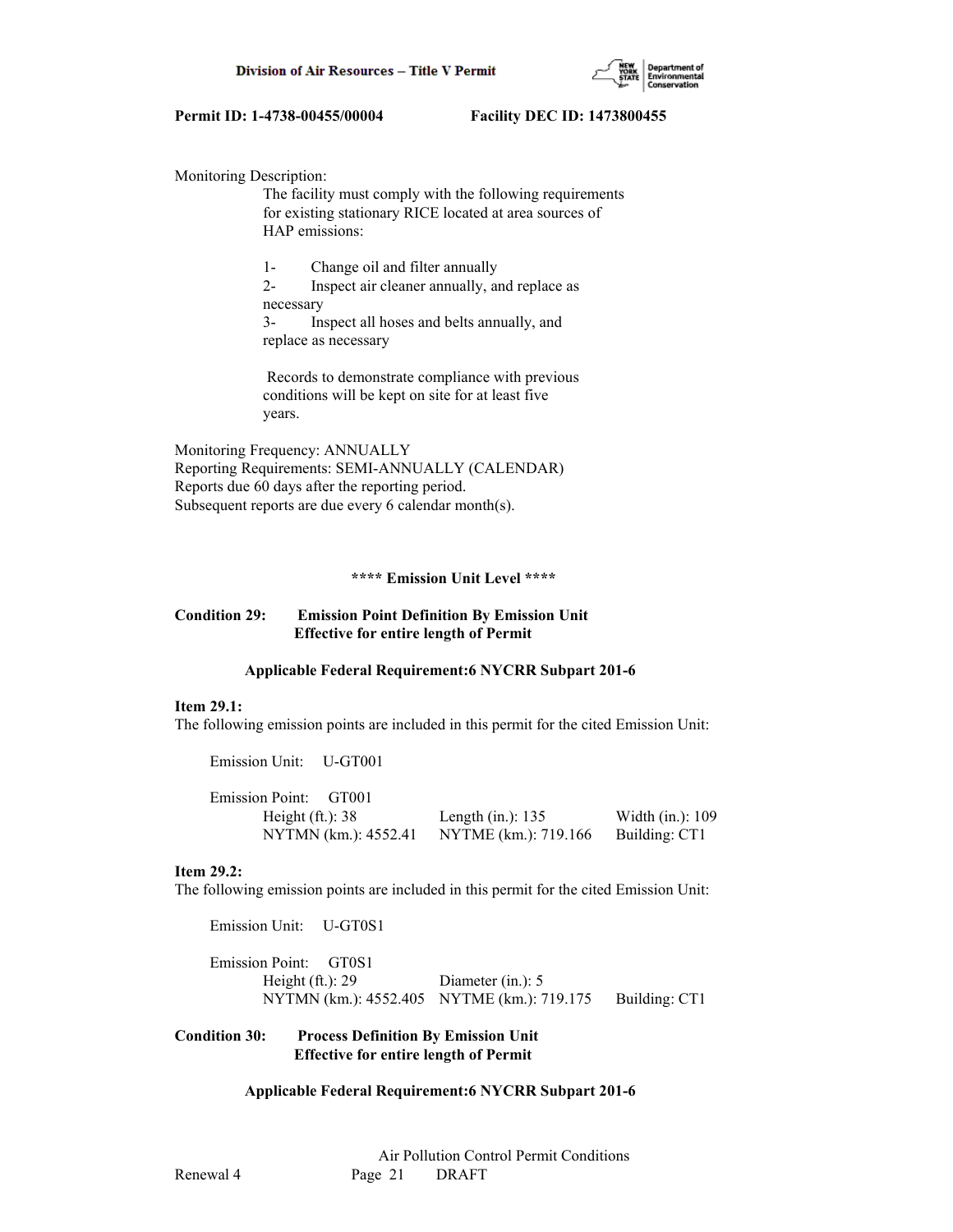Monitoring Description:

The facility must comply with the following requirements for existing stationary RICE located at area sources of HAP emissions:

1- Change oil and filter annually
2- Inspect air cleaner annually, and replace as necessary
3- Inspect all hoses and belts annually, and replace as necessary

Records to demonstrate compliance with previous conditions will be kept on site for at least five years.

Monitoring Frequency: ANNUALLY
Reporting Requirements: SEMI-ANNUALLY (CALENDAR)
Reports due 60 days after the reporting period.
Subsequent reports are due every 6 calendar month(s).

**\*\*\*\* Emission Unit Level \*\*\*\***

**Condition 29: Emission Point Definition By Emission Unit**
**Effective for entire length of Permit**

**Applicable Federal Requirement:6 NYCRR Subpart 201-6**

**Item 29.1:**
The following emission points are included in this permit for the cited Emission Unit:

Emission Unit: U-GT001

Emission Point: GT001

| | | |
|---|---|---|
| Height (ft.): 38 | Length (in.): 135 | Width (in.): 109 |
| NYTMN (km.): 4552.41 | NYTME (km.): 719.166 | Building: CT1 |

**Item 29.2:**
The following emission points are included in this permit for the cited Emission Unit:

Emission Unit: U-GT0S1

Emission Point: GT0S1

| | | |
|---|---|---|
| Height (ft.): 29 | Diameter (in.): 5 | |
| NYTMN (km.): 4552.405 | NYTME (km.): 719.175 | Building: CT1 |

**Condition 30: Process Definition By Emission Unit**
**Effective for entire length of Permit**

**Applicable Federal Requirement:6 NYCRR Subpart 201-6**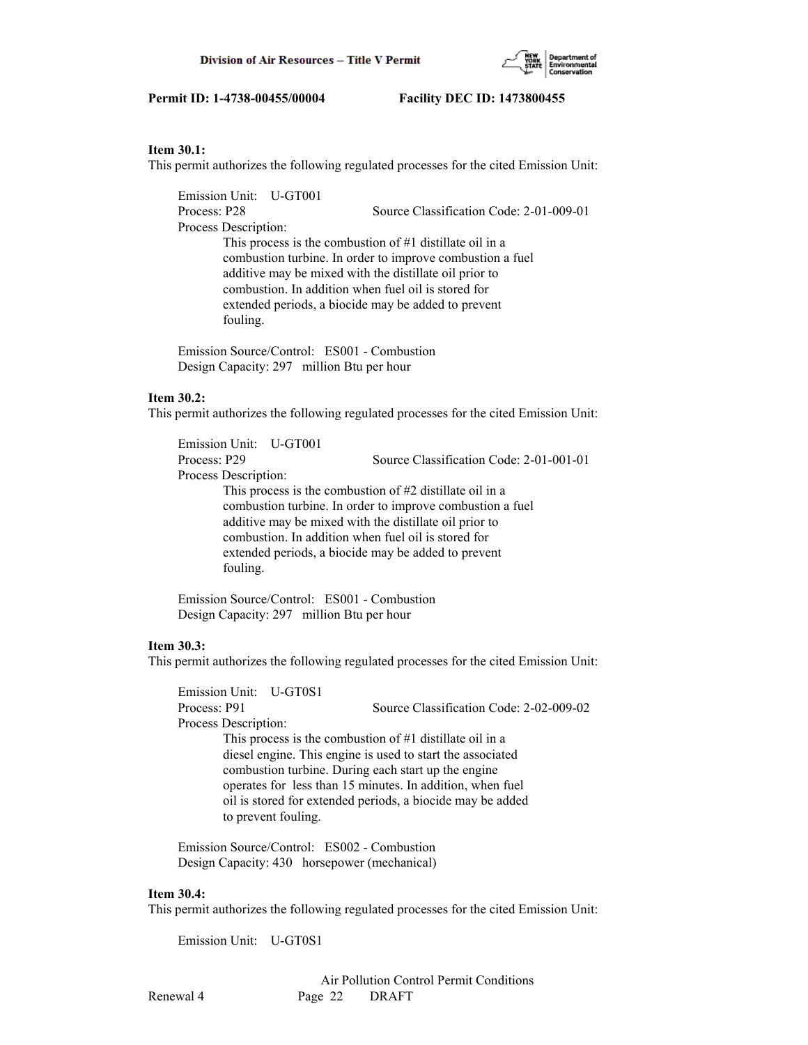**Permit ID: 1-4738-00455/00004 Facility DEC ID: 1473800455**

**Item 30.1:**
This permit authorizes the following regulated processes for the cited Emission Unit:

Emission Unit: U-GT001
Process: P28 Source Classification Code: 2-01-009-01
Process Description:
This process is the combustion of #1 distillate oil in a combustion turbine. In order to improve combustion a fuel additive may be mixed with the distillate oil prior to combustion. In addition when fuel oil is stored for extended periods, a biocide may be added to prevent fouling.

Emission Source/Control: ES001 - Combustion
Design Capacity: 297 million Btu per hour

**Item 30.2:**
This permit authorizes the following regulated processes for the cited Emission Unit:

Emission Unit: U-GT001
Process: P29 Source Classification Code: 2-01-001-01
Process Description:
This process is the combustion of #2 distillate oil in a combustion turbine. In order to improve combustion a fuel additive may be mixed with the distillate oil prior to combustion. In addition when fuel oil is stored for extended periods, a biocide may be added to prevent fouling.

Emission Source/Control: ES001 - Combustion
Design Capacity: 297 million Btu per hour

**Item 30.3:**
This permit authorizes the following regulated processes for the cited Emission Unit:

Emission Unit: U-GT0S1
Process: P91 Source Classification Code: 2-02-009-02
Process Description:
This process is the combustion of #1 distillate oil in a diesel engine. This engine is used to start the associated combustion turbine. During each start up the engine operates for less than 15 minutes. In addition, when fuel oil is stored for extended periods, a biocide may be added to prevent fouling.

Emission Source/Control: ES002 - Combustion
Design Capacity: 430 horsepower (mechanical)

**Item 30.4:**
This permit authorizes the following regulated processes for the cited Emission Unit:

Emission Unit: U-GT0S1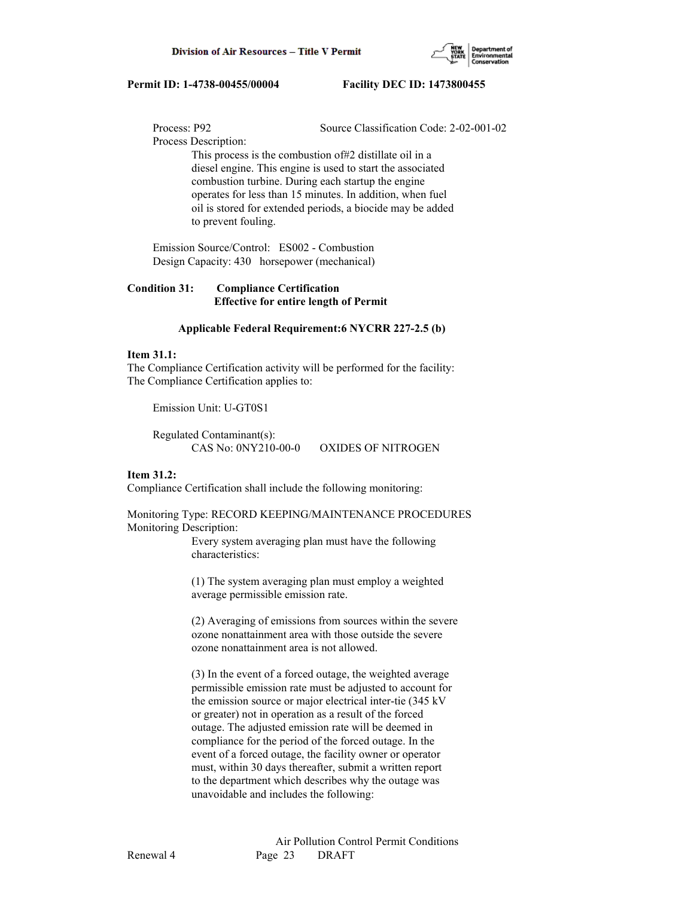Process: P92 Source Classification Code: 2-02-001-02

Process Description:

This process is the combustion of#2 distillate oil in a diesel engine. This engine is used to start the associated combustion turbine. During each startup the engine operates for less than 15 minutes. In addition, when fuel oil is stored for extended periods, a biocide may be added to prevent fouling.

Emission Source/Control: ES002 - Combustion

Design Capacity: 430 horsepower (mechanical)

**Condition 31: Compliance Certification**
**Effective for entire length of Permit**

**Applicable Federal Requirement:6 NYCRR 227-2.5 (b)**

**Item 31.1:**

The Compliance Certification activity will be performed for the facility:

The Compliance Certification applies to:

Emission Unit: U-GT0S1

Regulated Contaminant(s):

CAS No: 0NY210-00-0 OXIDES OF NITROGEN

**Item 31.2:**

Compliance Certification shall include the following monitoring:

Monitoring Type: RECORD KEEPING/MAINTENANCE PROCEDURES

Monitoring Description:

Every system averaging plan must have the following characteristics:

(1) The system averaging plan must employ a weighted average permissible emission rate.

(2) Averaging of emissions from sources within the severe ozone nonattainment area with those outside the severe ozone nonattainment area is not allowed.

(3) In the event of a forced outage, the weighted average permissible emission rate must be adjusted to account for the emission source or major electrical inter-tie (345 kV or greater) not in operation as a result of the forced outage. The adjusted emission rate will be deemed in compliance for the period of the forced outage. In the event of a forced outage, the facility owner or operator must, within 30 days thereafter, submit a written report to the department which describes why the outage was unavoidable and includes the following: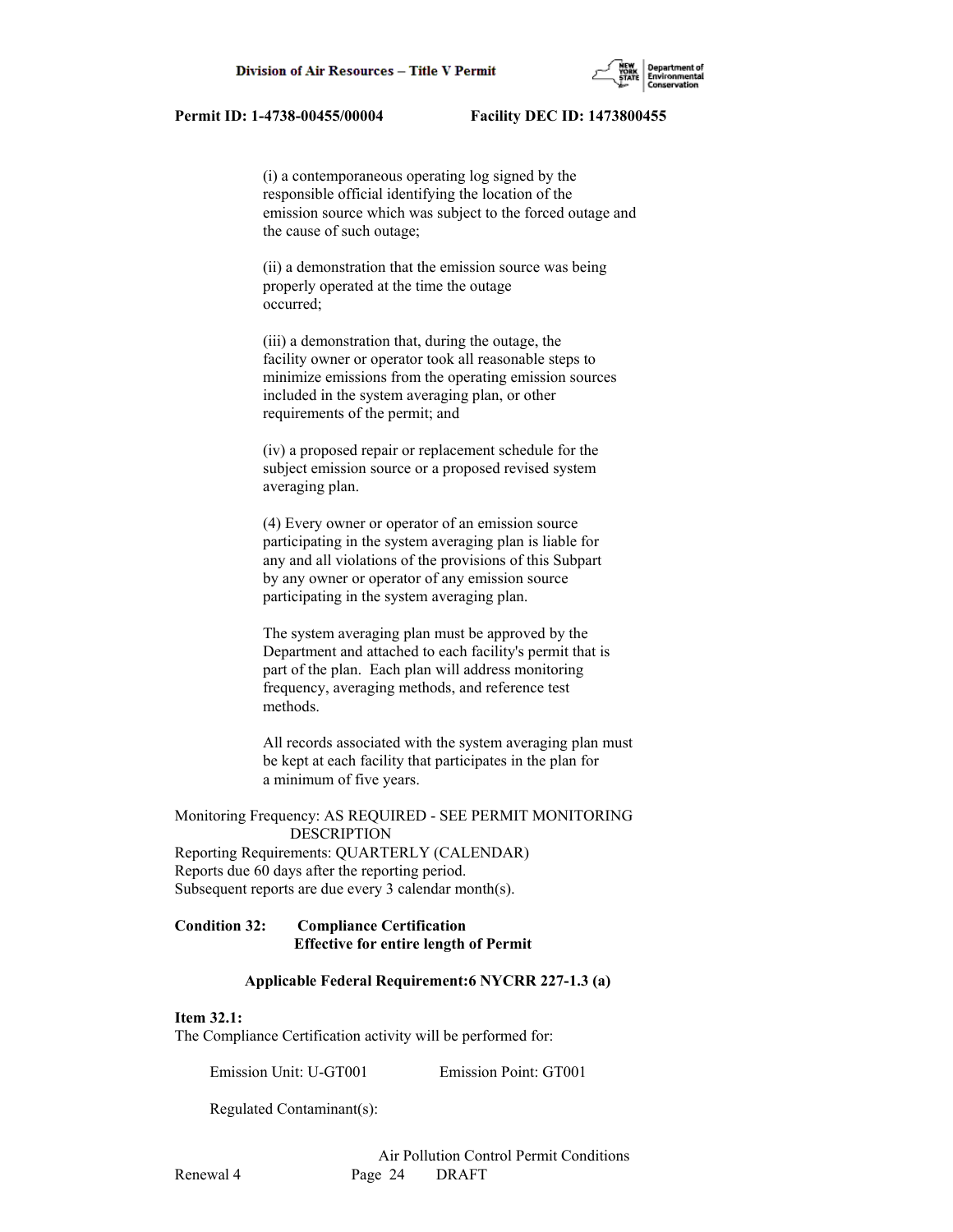(i) a contemporaneous operating log signed by the responsible official identifying the location of the emission source which was subject to the forced outage and the cause of such outage;

(ii) a demonstration that the emission source was being properly operated at the time the outage occurred;

(iii) a demonstration that, during the outage, the facility owner or operator took all reasonable steps to minimize emissions from the operating emission sources included in the system averaging plan, or other requirements of the permit; and

(iv) a proposed repair or replacement schedule for the subject emission source or a proposed revised system averaging plan.

(4) Every owner or operator of an emission source participating in the system averaging plan is liable for any and all violations of the provisions of this Subpart by any owner or operator of any emission source participating in the system averaging plan.

The system averaging plan must be approved by the Department and attached to each facility's permit that is part of the plan. Each plan will address monitoring frequency, averaging methods, and reference test methods.

All records associated with the system averaging plan must be kept at each facility that participates in the plan for a minimum of five years.

Monitoring Frequency: AS REQUIRED - SEE PERMIT MONITORING DESCRIPTION
Reporting Requirements: QUARTERLY (CALENDAR)
Reports due 60 days after the reporting period.
Subsequent reports are due every 3 calendar month(s).

**Condition 32: Compliance Certification**
**Effective for entire length of Permit**

**Applicable Federal Requirement:6 NYCRR 227-1.3 (a)**

**Item 32.1:**
The Compliance Certification activity will be performed for:

Emission Unit: U-GT001 Emission Point: GT001

Regulated Contaminant(s):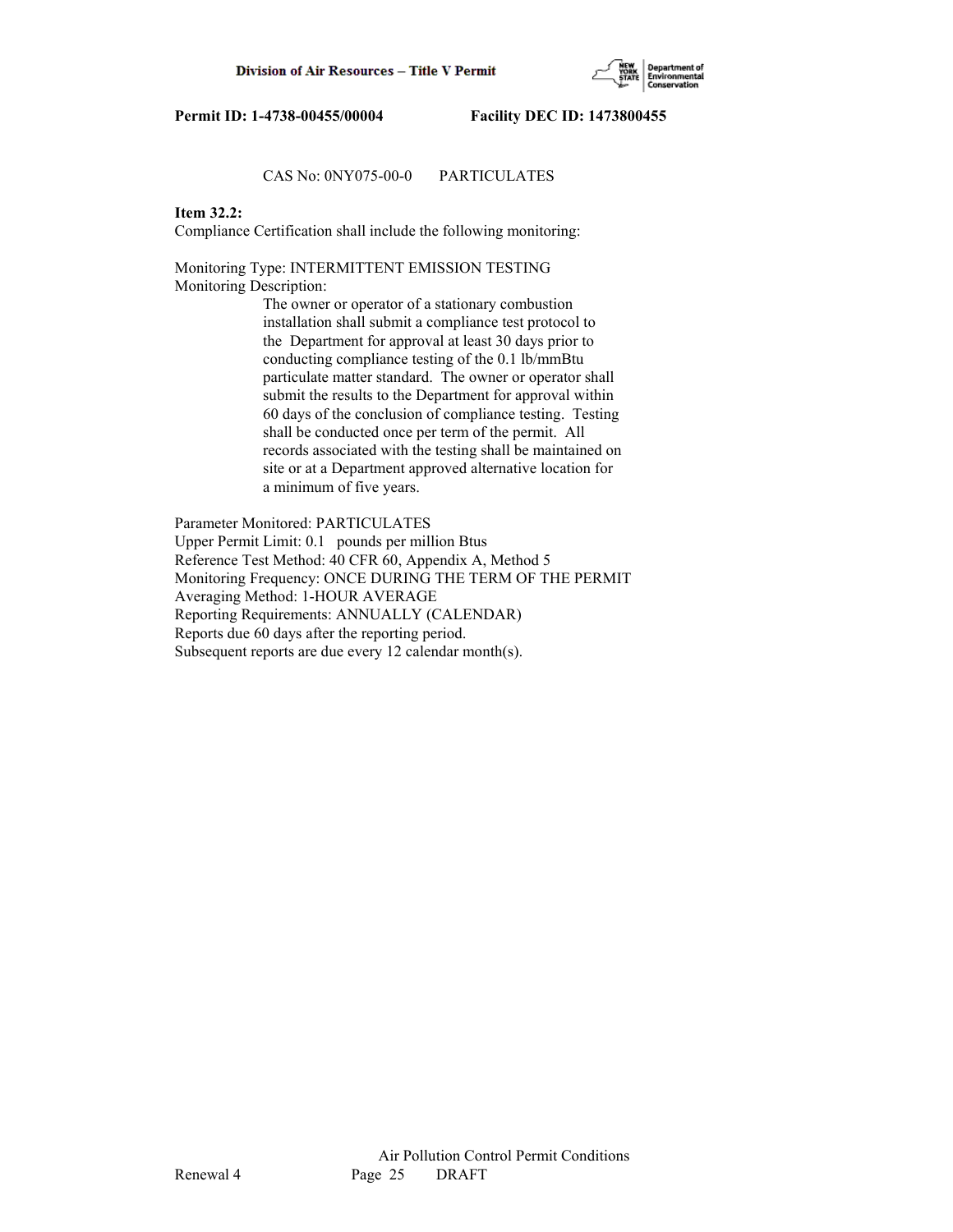CAS No: 0NY075-00-0 PARTICULATES

**Item 32.2:**
Compliance Certification shall include the following monitoring:

Monitoring Type: INTERMITTENT EMISSION TESTING
Monitoring Description:

> The owner or operator of a stationary combustion installation shall submit a compliance test protocol to the Department for approval at least 30 days prior to conducting compliance testing of the 0.1 lb/mmBtu particulate matter standard. The owner or operator shall submit the results to the Department for approval within 60 days of the conclusion of compliance testing. Testing shall be conducted once per term of the permit. All records associated with the testing shall be maintained on site or at a Department approved alternative location for a minimum of five years.

Parameter Monitored: PARTICULATES
Upper Permit Limit: 0.1 pounds per million Btus
Reference Test Method: 40 CFR 60, Appendix A, Method 5
Monitoring Frequency: ONCE DURING THE TERM OF THE PERMIT
Averaging Method: 1-HOUR AVERAGE
Reporting Requirements: ANNUALLY (CALENDAR)
Reports due 60 days after the reporting period.
Subsequent reports are due every 12 calendar month(s).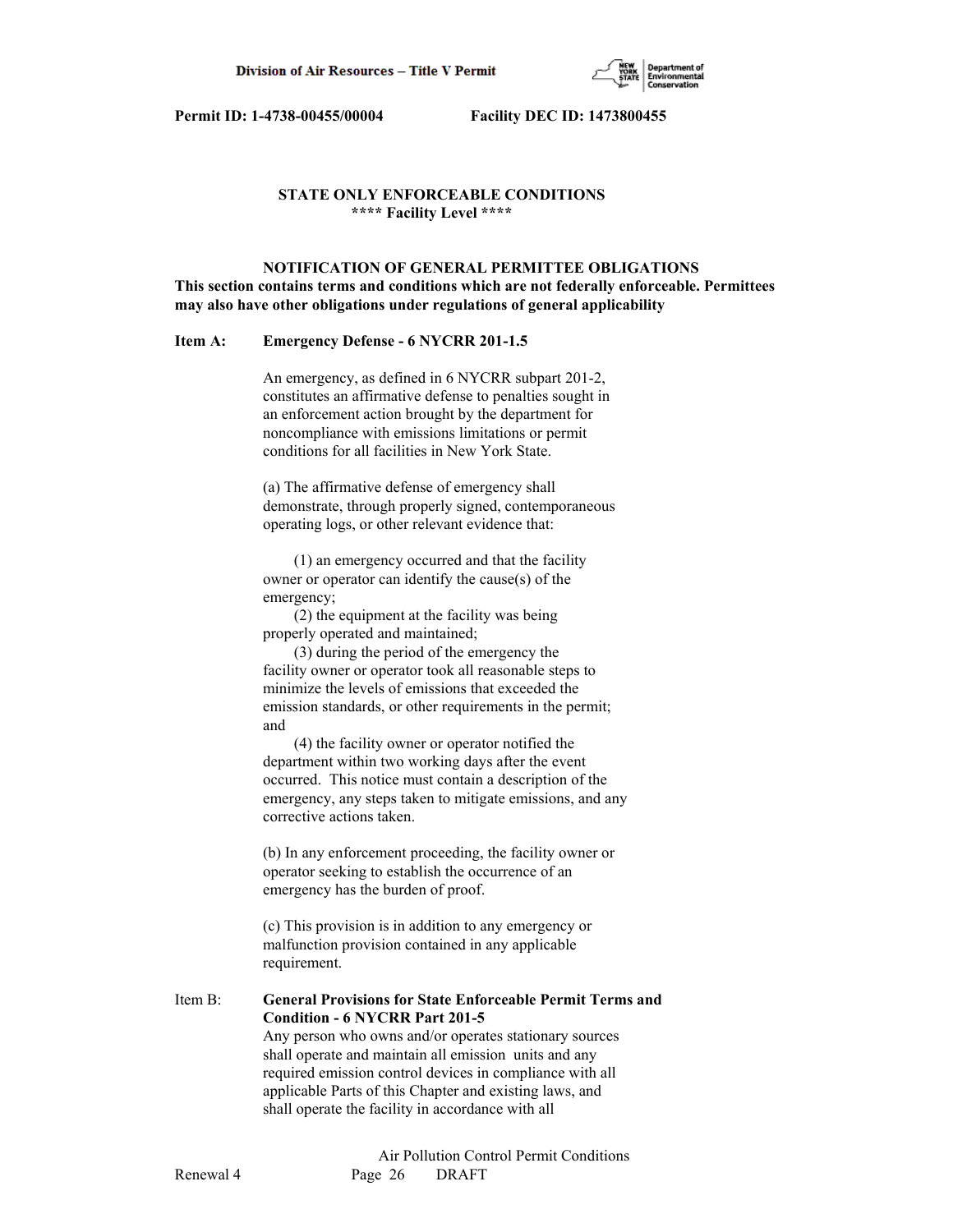**Permit ID: 1-4738-00455/00004 Facility DEC ID: 1473800455**

## STATE ONLY ENFORCEABLE CONDITIONS
### **** Facility Level ****

### NOTIFICATION OF GENERAL PERMITTEE OBLIGATIONS

**This section contains terms and conditions which are not federally enforceable. Permittees may also have other obligations under regulations of general applicability**

**Item A: Emergency Defense - 6 NYCRR 201-1.5**

An emergency, as defined in 6 NYCRR subpart 201-2, constitutes an affirmative defense to penalties sought in an enforcement action brought by the department for noncompliance with emissions limitations or permit conditions for all facilities in New York State.

(a) The affirmative defense of emergency shall demonstrate, through properly signed, contemporaneous operating logs, or other relevant evidence that:

(1) an emergency occurred and that the facility owner or operator can identify the cause(s) of the emergency;
(2) the equipment at the facility was being properly operated and maintained;
(3) during the period of the emergency the facility owner or operator took all reasonable steps to minimize the levels of emissions that exceeded the emission standards, or other requirements in the permit; and
(4) the facility owner or operator notified the department within two working days after the event occurred. This notice must contain a description of the emergency, any steps taken to mitigate emissions, and any corrective actions taken.

(b) In any enforcement proceeding, the facility owner or operator seeking to establish the occurrence of an emergency has the burden of proof.

(c) This provision is in addition to any emergency or malfunction provision contained in any applicable requirement.

Item B: **General Provisions for State Enforceable Permit Terms and Condition - 6 NYCRR Part 201-5**
Any person who owns and/or operates stationary sources shall operate and maintain all emission units and any required emission control devices in compliance with all applicable Parts of this Chapter and existing laws, and shall operate the facility in accordance with all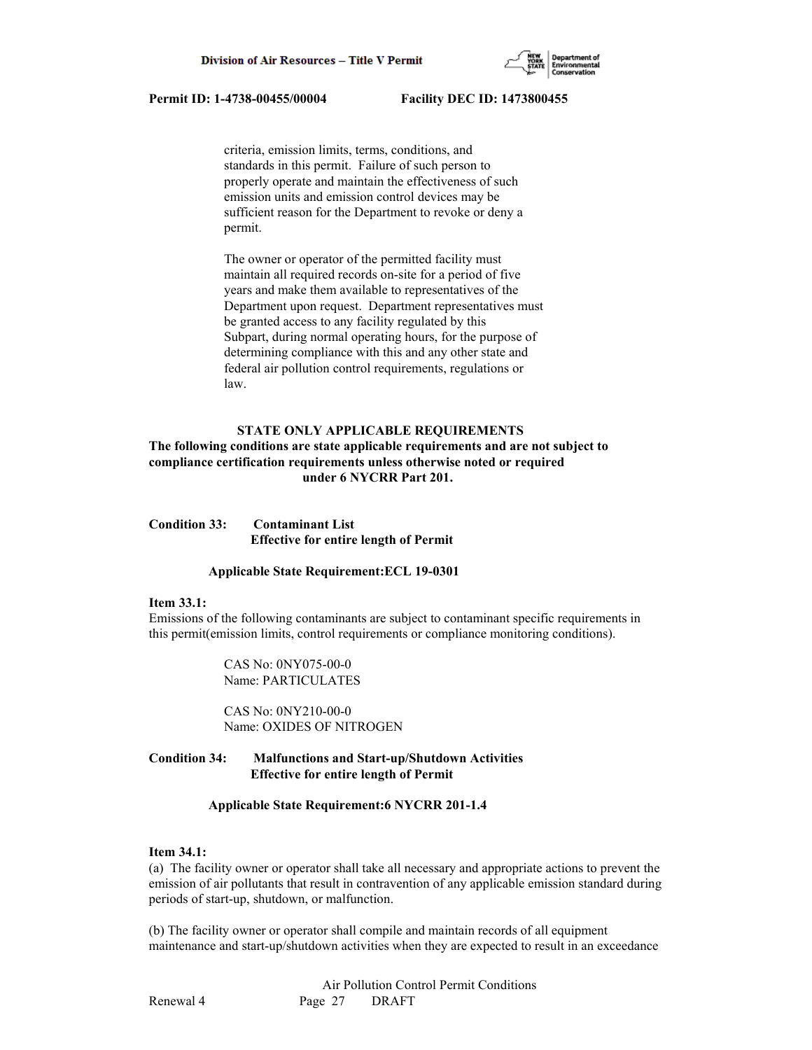criteria, emission limits, terms, conditions, and standards in this permit. Failure of such person to properly operate and maintain the effectiveness of such emission units and emission control devices may be sufficient reason for the Department to revoke or deny a permit.

The owner or operator of the permitted facility must maintain all required records on-site for a period of five years and make them available to representatives of the Department upon request. Department representatives must be granted access to any facility regulated by this Subpart, during normal operating hours, for the purpose of determining compliance with this and any other state and federal air pollution control requirements, regulations or law.

**STATE ONLY APPLICABLE REQUIREMENTS**

**The following conditions are state applicable requirements and are not subject to compliance certification requirements unless otherwise noted or required under 6 NYCRR Part 201.**

**Condition 33: Contaminant List**
**Effective for entire length of Permit**

**Applicable State Requirement:ECL 19-0301**

**Item 33.1:**
Emissions of the following contaminants are subject to contaminant specific requirements in this permit(emission limits, control requirements or compliance monitoring conditions).

CAS No: 0NY075-00-0
Name: PARTICULATES

CAS No: 0NY210-00-0
Name: OXIDES OF NITROGEN

**Condition 34: Malfunctions and Start-up/Shutdown Activities**
**Effective for entire length of Permit**

**Applicable State Requirement:6 NYCRR 201-1.4**

**Item 34.1:**
(a) The facility owner or operator shall take all necessary and appropriate actions to prevent the emission of air pollutants that result in contravention of any applicable emission standard during periods of start-up, shutdown, or malfunction.

(b) The facility owner or operator shall compile and maintain records of all equipment maintenance and start-up/shutdown activities when they are expected to result in an exceedance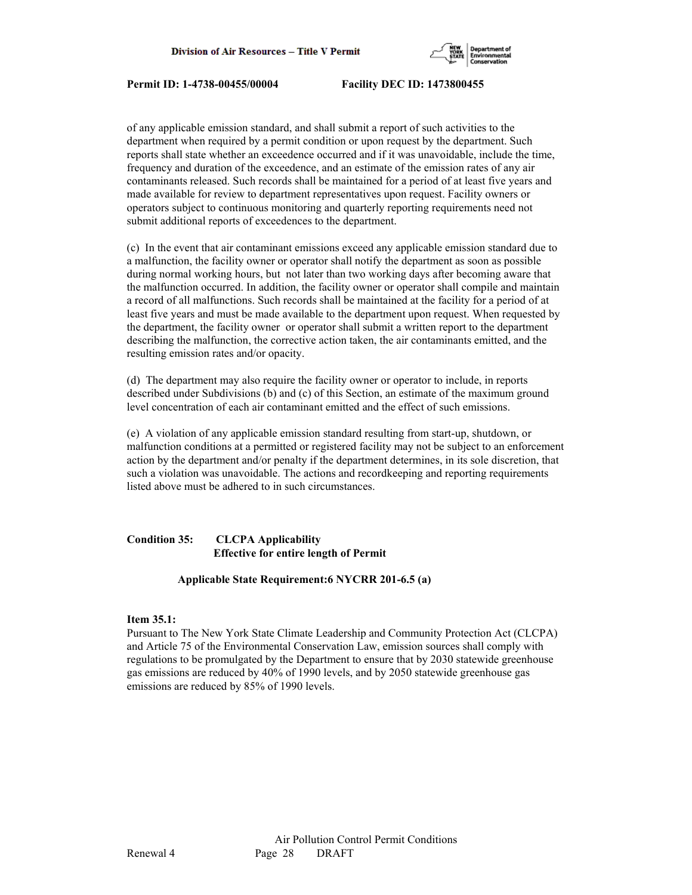of any applicable emission standard, and shall submit a report of such activities to the department when required by a permit condition or upon request by the department. Such reports shall state whether an exceedence occurred and if it was unavoidable, include the time, frequency and duration of the exceedence, and an estimate of the emission rates of any air contaminants released. Such records shall be maintained for a period of at least five years and made available for review to department representatives upon request. Facility owners or operators subject to continuous monitoring and quarterly reporting requirements need not submit additional reports of exceedences to the department.

(c) In the event that air contaminant emissions exceed any applicable emission standard due to a malfunction, the facility owner or operator shall notify the department as soon as possible during normal working hours, but not later than two working days after becoming aware that the malfunction occurred. In addition, the facility owner or operator shall compile and maintain a record of all malfunctions. Such records shall be maintained at the facility for a period of at least five years and must be made available to the department upon request. When requested by the department, the facility owner or operator shall submit a written report to the department describing the malfunction, the corrective action taken, the air contaminants emitted, and the resulting emission rates and/or opacity.

(d) The department may also require the facility owner or operator to include, in reports described under Subdivisions (b) and (c) of this Section, an estimate of the maximum ground level concentration of each air contaminant emitted and the effect of such emissions.

(e) A violation of any applicable emission standard resulting from start-up, shutdown, or malfunction conditions at a permitted or registered facility may not be subject to an enforcement action by the department and/or penalty if the department determines, in its sole discretion, that such a violation was unavoidable. The actions and recordkeeping and reporting requirements listed above must be adhered to in such circumstances.

**Condition 35: CLCPA Applicability**
**Effective for entire length of Permit**

**Applicable State Requirement:6 NYCRR 201-6.5 (a)**

**Item 35.1:**
Pursuant to The New York State Climate Leadership and Community Protection Act (CLCPA) and Article 75 of the Environmental Conservation Law, emission sources shall comply with regulations to be promulgated by the Department to ensure that by 2030 statewide greenhouse gas emissions are reduced by 40% of 1990 levels, and by 2050 statewide greenhouse gas emissions are reduced by 85% of 1990 levels.